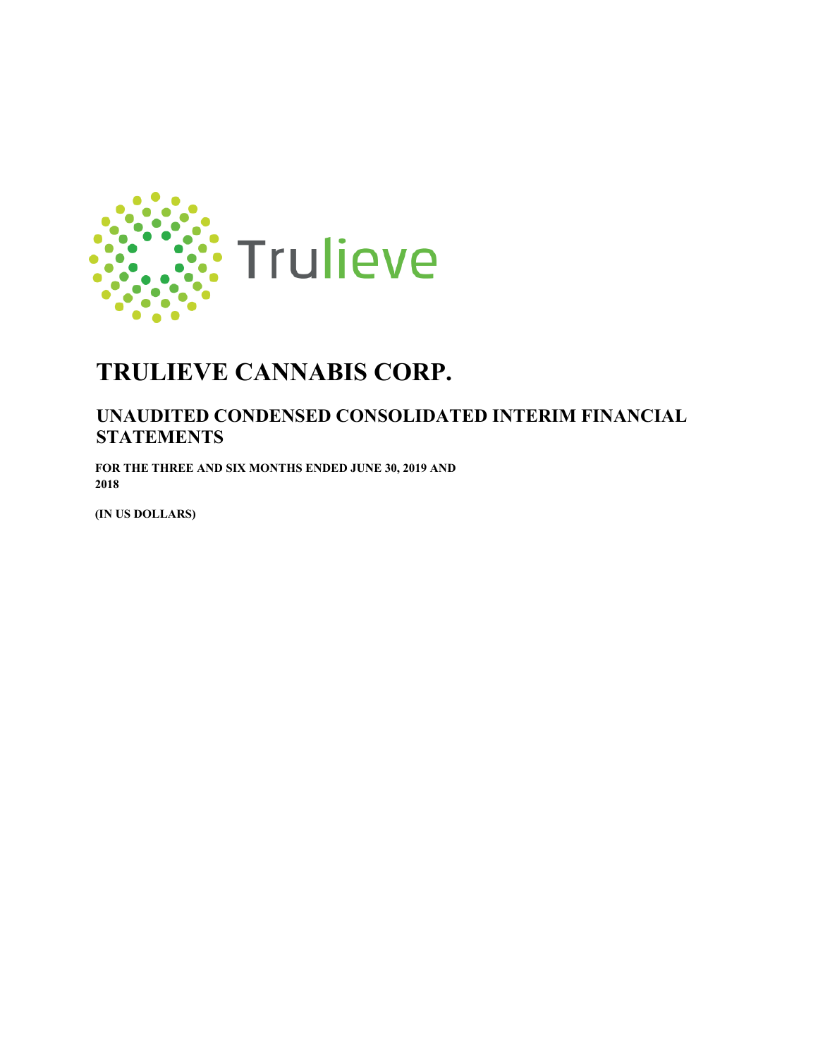Trulieve

# TRULIEVE CANNABIS CORP.

## UNAUDITED CONDENSED CONSOLIDATED INTERIM FINANCIAL STATEMENTS

**FOR THE THREE AND SIX MONTHS ENDED JUNE 30, 2019 AND 2018**

**(IN US DOLLARS)**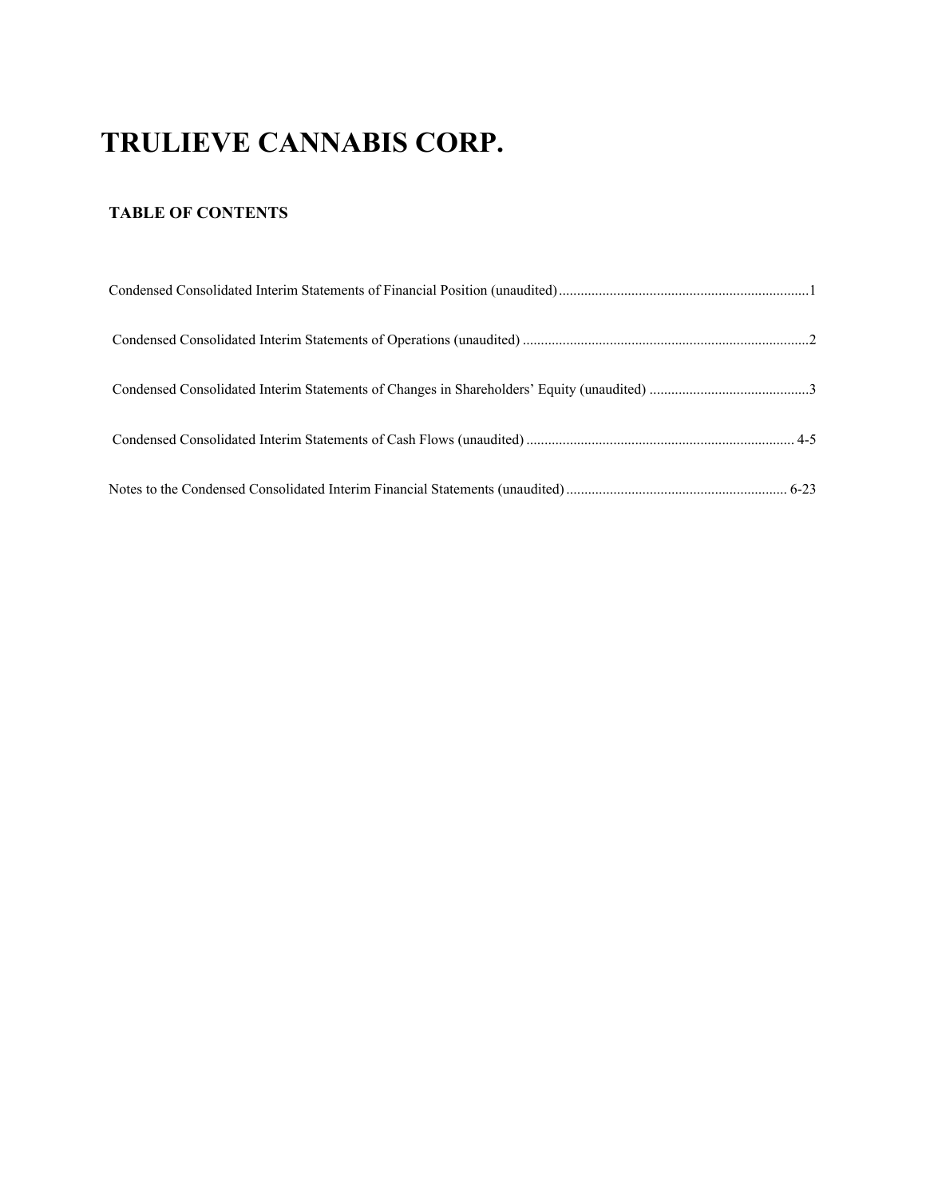# TRULIEVE CANNABIS CORP.

## TABLE OF CONTENTS

Condensed Consolidated Interim Statements of Financial Position (unaudited) .......... 1

Condensed Consolidated Interim Statements of Operations (unaudited) .......... 2

Condensed Consolidated Interim Statements of Changes in Shareholders' Equity (unaudited) .......... 3

Condensed Consolidated Interim Statements of Cash Flows (unaudited) .......... 4-5

Notes to the Condensed Consolidated Interim Financial Statements (unaudited) .......... 6-23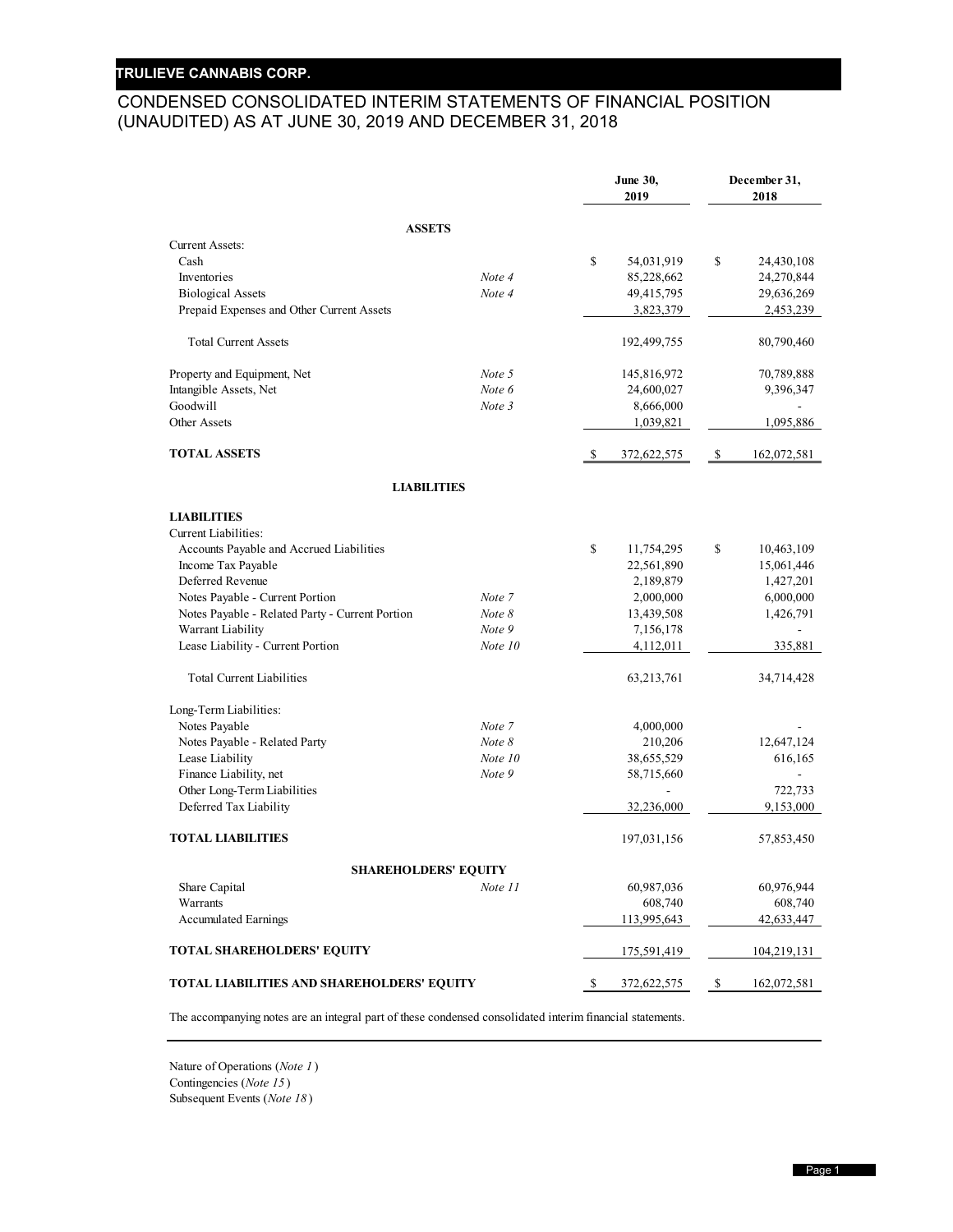# TRULIEVE CANNABIS CORP.

## CONDENSED CONSOLIDATED INTERIM STATEMENTS OF FINANCIAL POSITION (UNAUDITED) AS AT JUNE 30, 2019 AND DECEMBER 31, 2018

| | | June 30, 2019 | December 31, 2018 |
|---|---|---|---|
| **ASSETS** | | | |
| Current Assets: | | | |
| Cash | | $ 54,031,919 | $ 24,430,108 |
| Inventories | *Note 4* | 85,228,662 | 24,270,844 |
| Biological Assets | *Note 4* | 49,415,795 | 29,636,269 |
| Prepaid Expenses and Other Current Assets | | 3,823,379 | 2,453,239 |
| Total Current Assets | | 192,499,755 | 80,790,460 |
| Property and Equipment, Net | *Note 5* | 145,816,972 | 70,789,888 |
| Intangible Assets, Net | *Note 6* | 24,600,027 | 9,396,347 |
| Goodwill | *Note 3* | 8,666,000 | - |
| Other Assets | | 1,039,821 | 1,095,886 |
| **TOTAL ASSETS** | | $ 372,622,575 | $ 162,072,581 |
| **LIABILITIES** | | | |
| **LIABILITIES** | | | |
| Current Liabilities: | | | |
| Accounts Payable and Accrued Liabilities | | $ 11,754,295 | $ 10,463,109 |
| Income Tax Payable | | 22,561,890 | 15,061,446 |
| Deferred Revenue | | 2,189,879 | 1,427,201 |
| Notes Payable - Current Portion | *Note 7* | 2,000,000 | 6,000,000 |
| Notes Payable - Related Party - Current Portion | *Note 8* | 13,439,508 | 1,426,791 |
| Warrant Liability | *Note 9* | 7,156,178 | - |
| Lease Liability - Current Portion | *Note 10* | 4,112,011 | 335,881 |
| Total Current Liabilities | | 63,213,761 | 34,714,428 |
| Long-Term Liabilities: | | | |
| Notes Payable | *Note 7* | 4,000,000 | - |
| Notes Payable - Related Party | *Note 8* | 210,206 | 12,647,124 |
| Lease Liability | *Note 10* | 38,655,529 | 616,165 |
| Finance Liability, net | *Note 9* | 58,715,660 | - |
| Other Long-Term Liabilities | | - | 722,733 |
| Deferred Tax Liability | | 32,236,000 | 9,153,000 |
| **TOTAL LIABILITIES** | | 197,031,156 | 57,853,450 |
| **SHAREHOLDERS' EQUITY** | | | |
| Share Capital | *Note 11* | 60,987,036 | 60,976,944 |
| Warrants | | 608,740 | 608,740 |
| Accumulated Earnings | | 113,995,643 | 42,633,447 |
| **TOTAL SHAREHOLDERS' EQUITY** | | 175,591,419 | 104,219,131 |
| **TOTAL LIABILITIES AND SHAREHOLDERS' EQUITY** | | $ 372,622,575 | $ 162,072,581 |

The accompanying notes are an integral part of these condensed consolidated interim financial statements.

Nature of Operations (*Note 1*)
Contingencies (*Note 15*)
Subsequent Events (*Note 18*)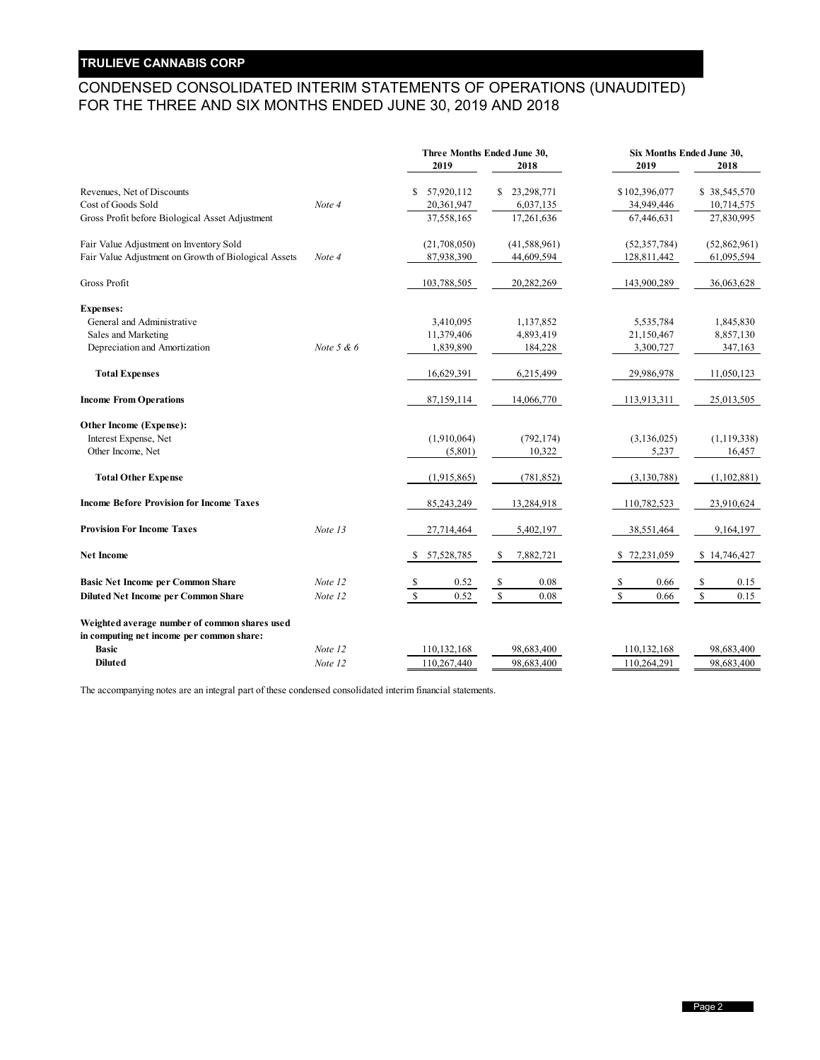# TRULIEVE CANNABIS CORP

## CONDENSED CONSOLIDATED INTERIM STATEMENTS OF OPERATIONS (UNAUDITED) FOR THE THREE AND SIX MONTHS ENDED JUNE 30, 2019 AND 2018

| | | Three Months Ended June 30, | | Six Months Ended June 30, | |
|---|---|---|---|---|---|
| | | 2019 | 2018 | 2019 | 2018 |
| Revenues, Net of Discounts | | $ 57,920,112 | $ 23,298,771 | $ 102,396,077 | $ 38,545,570 |
| Cost of Goods Sold | *Note 4* | 20,361,947 | 6,037,135 | 34,949,446 | 10,714,575 |
| Gross Profit before Biological Asset Adjustment | | 37,558,165 | 17,261,636 | 67,446,631 | 27,830,995 |
| Fair Value Adjustment on Inventory Sold | | (21,708,050) | (41,588,961) | (52,357,784) | (52,862,961) |
| Fair Value Adjustment on Growth of Biological Assets | *Note 4* | 87,938,390 | 44,609,594 | 128,811,442 | 61,095,594 |
| Gross Profit | | 103,788,505 | 20,282,269 | 143,900,289 | 36,063,628 |
| **Expenses:** | | | | | |
| General and Administrative | | 3,410,095 | 1,137,852 | 5,535,784 | 1,845,830 |
| Sales and Marketing | | 11,379,406 | 4,893,419 | 21,150,467 | 8,857,130 |
| Depreciation and Amortization | *Note 5 & 6* | 1,839,890 | 184,228 | 3,300,727 | 347,163 |
| **Total Expenses** | | 16,629,391 | 6,215,499 | 29,986,978 | 11,050,123 |
| **Income From Operations** | | 87,159,114 | 14,066,770 | 113,913,311 | 25,013,505 |
| **Other Income (Expense):** | | | | | |
| Interest Expense, Net | | (1,910,064) | (792,174) | (3,136,025) | (1,119,338) |
| Other Income, Net | | (5,801) | 10,322 | 5,237 | 16,457 |
| **Total Other Expense** | | (1,915,865) | (781,852) | (3,130,788) | (1,102,881) |
| **Income Before Provision for Income Taxes** | | 85,243,249 | 13,284,918 | 110,782,523 | 23,910,624 |
| **Provision For Income Taxes** | *Note 13* | 27,714,464 | 5,402,197 | 38,551,464 | 9,164,197 |
| **Net Income** | | $ 57,528,785 | $ 7,882,721 | $ 72,231,059 | $ 14,746,427 |
| **Basic Net Income per Common Share** | *Note 12* | $ 0.52 | $ 0.08 | $ 0.66 | $ 0.15 |
| **Diluted Net Income per Common Share** | *Note 12* | $ 0.52 | $ 0.08 | $ 0.66 | $ 0.15 |
| **Weighted average number of common shares used in computing net income per common share:** | | | | | |
| **Basic** | *Note 12* | 110,132,168 | 98,683,400 | 110,132,168 | 98,683,400 |
| **Diluted** | *Note 12* | 110,267,440 | 98,683,400 | 110,264,291 | 98,683,400 |

The accompanying notes are an integral part of these condensed consolidated interim financial statements.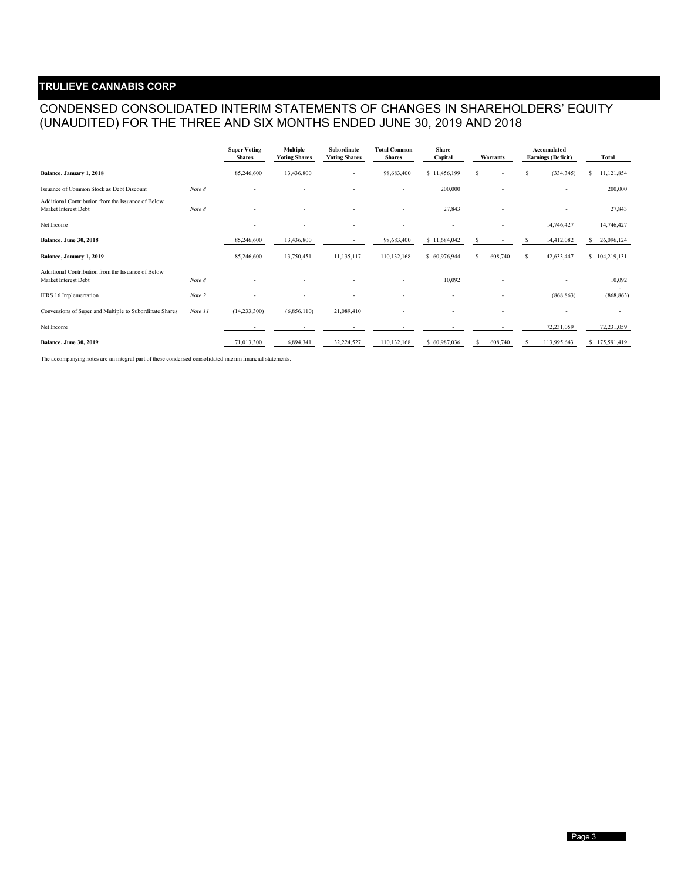# TRULIEVE CANNABIS CORP

## CONDENSED CONSOLIDATED INTERIM STATEMENTS OF CHANGES IN SHAREHOLDERS' EQUITY (UNAUDITED) FOR THE THREE AND SIX MONTHS ENDED JUNE 30, 2019 AND 2018

| | | Super Voting Shares | Multiple Voting Shares | Subordinate Voting Shares | Total Common Shares | Share Capital | Warrants | Accumulated Earnings (Deficit) | Total |
|---|---|---|---|---|---|---|---|---|---|
| **Balance, January 1, 2018** | | 85,246,600 | 13,436,800 | - | 98,683,400 | $ 11,456,199 | $ - | $ (334,345) | $ 11,121,854 |
| Issuance of Common Stock as Debt Discount | *Note 8* | - | - | - | - | 200,000 | - | - | 200,000 |
| Additional Contribution from the Issuance of Below Market Interest Debt | *Note 8* | - | - | - | - | 27,843 | - | - | 27,843 |
| Net Income | | - | - | - | - | - | - | 14,746,427 | 14,746,427 |
| **Balance, June 30, 2018** | | 85,246,600 | 13,436,800 | - | 98,683,400 | $ 11,684,042 | $ - | $ 14,412,082 | $ 26,096,124 |
| **Balance, January 1, 2019** | | 85,246,600 | 13,750,451 | 11,135,117 | 110,132,168 | $ 60,976,944 | $ 608,740 | $ 42,633,447 | $ 104,219,131 |
| Additional Contribution from the Issuance of Below Market Interest Debt | *Note 8* | - | - | - | - | 10,092 | - | - | 10,092 |
| IFRS 16 Implementation | *Note 2* | - | - | - | - | - | - | (868,863) | (868,863) |
| Conversions of Super and Multiple to Subordinate Shares | *Note 11* | (14,233,300) | (6,856,110) | 21,089,410 | - | - | - | - | - |
| Net Income | | - | - | - | - | - | - | 72,231,059 | 72,231,059 |
| **Balance, June 30, 2019** | | 71,013,300 | 6,894,341 | 32,224,527 | 110,132,168 | $ 60,987,036 | $ 608,740 | $ 113,995,643 | $ 175,591,419 |

The accompanying notes are an integral part of these condensed consolidated interim financial statements.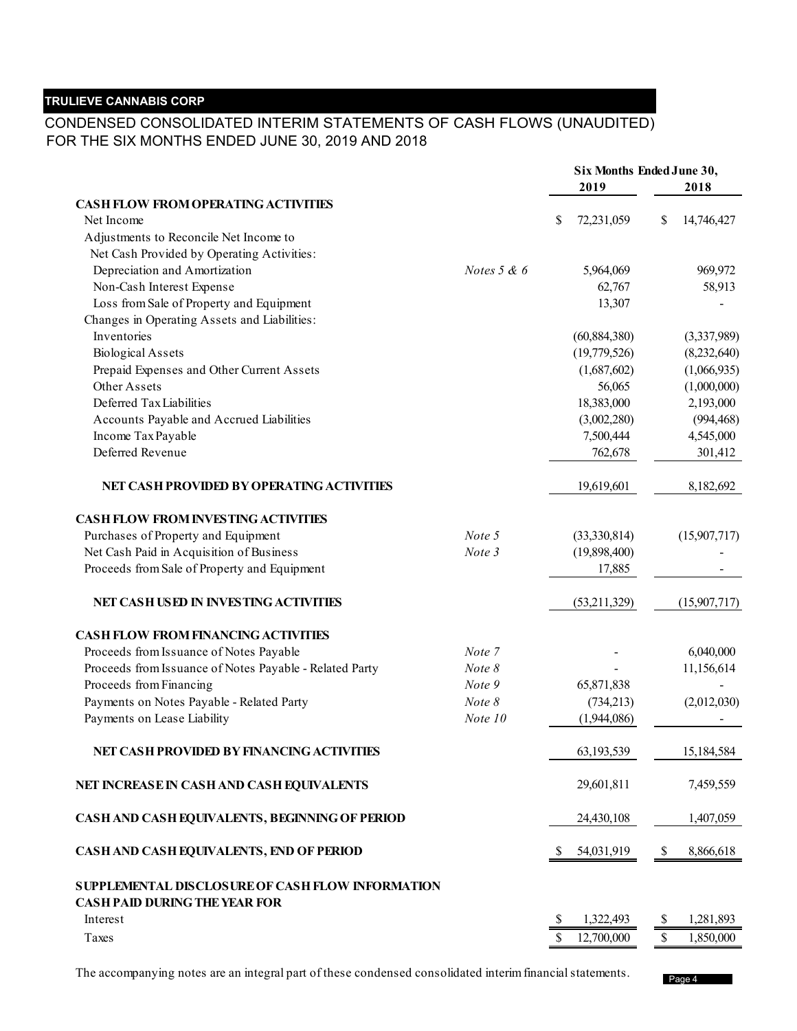**TRULIEVE CANNABIS CORP**

CONDENSED CONSOLIDATED INTERIM STATEMENTS OF CASH FLOWS (UNAUDITED)
FOR THE SIX MONTHS ENDED JUNE 30, 2019 AND 2018

| | | Six Months Ended June 30, | |
|---|---|---|---|
| | | 2019 | 2018 |
| **CASH FLOW FROM OPERATING ACTIVITIES** | | | |
| Net Income | | $ 72,231,059 | $ 14,746,427 |
| Adjustments to Reconcile Net Income to Net Cash Provided by Operating Activities: | | | |
| Depreciation and Amortization | *Notes 5 & 6* | 5,964,069 | 969,972 |
| Non-Cash Interest Expense | | 62,767 | 58,913 |
| Loss from Sale of Property and Equipment | | 13,307 | - |
| Changes in Operating Assets and Liabilities: | | | |
| Inventories | | (60,884,380) | (3,337,989) |
| Biological Assets | | (19,779,526) | (8,232,640) |
| Prepaid Expenses and Other Current Assets | | (1,687,602) | (1,066,935) |
| Other Assets | | 56,065 | (1,000,000) |
| Deferred Tax Liabilities | | 18,383,000 | 2,193,000 |
| Accounts Payable and Accrued Liabilities | | (3,002,280) | (994,468) |
| Income Tax Payable | | 7,500,444 | 4,545,000 |
| Deferred Revenue | | 762,678 | 301,412 |
| **NET CASH PROVIDED BY OPERATING ACTIVITIES** | | 19,619,601 | 8,182,692 |
| **CASH FLOW FROM INVESTING ACTIVITIES** | | | |
| Purchases of Property and Equipment | *Note 5* | (33,330,814) | (15,907,717) |
| Net Cash Paid in Acquisition of Business | *Note 3* | (19,898,400) | - |
| Proceeds from Sale of Property and Equipment | | 17,885 | - |
| **NET CASH USED IN INVESTING ACTIVITIES** | | (53,211,329) | (15,907,717) |
| **CASH FLOW FROM FINANCING ACTIVITIES** | | | |
| Proceeds from Issuance of Notes Payable | *Note 7* | - | 6,040,000 |
| Proceeds from Issuance of Notes Payable - Related Party | *Note 8* | - | 11,156,614 |
| Proceeds from Financing | *Note 9* | 65,871,838 | - |
| Payments on Notes Payable - Related Party | *Note 8* | (734,213) | (2,012,030) |
| Payments on Lease Liability | *Note 10* | (1,944,086) | - |
| **NET CASH PROVIDED BY FINANCING ACTIVITIES** | | 63,193,539 | 15,184,584 |
| **NET INCREASE IN CASH AND CASH EQUIVALENTS** | | 29,601,811 | 7,459,559 |
| **CASH AND CASH EQUIVALENTS, BEGINNING OF PERIOD** | | 24,430,108 | 1,407,059 |
| **CASH AND CASH EQUIVALENTS, END OF PERIOD** | | $ 54,031,919 | $ 8,866,618 |
| **SUPPLEMENTAL DISCLOSURE OF CASH FLOW INFORMATION** | | | |
| **CASH PAID DURING THE YEAR FOR** | | | |
| Interest | | $ 1,322,493 | $ 1,281,893 |
| Taxes | | $ 12,700,000 | $ 1,850,000 |

The accompanying notes are an integral part of these condensed consolidated interim financial statements.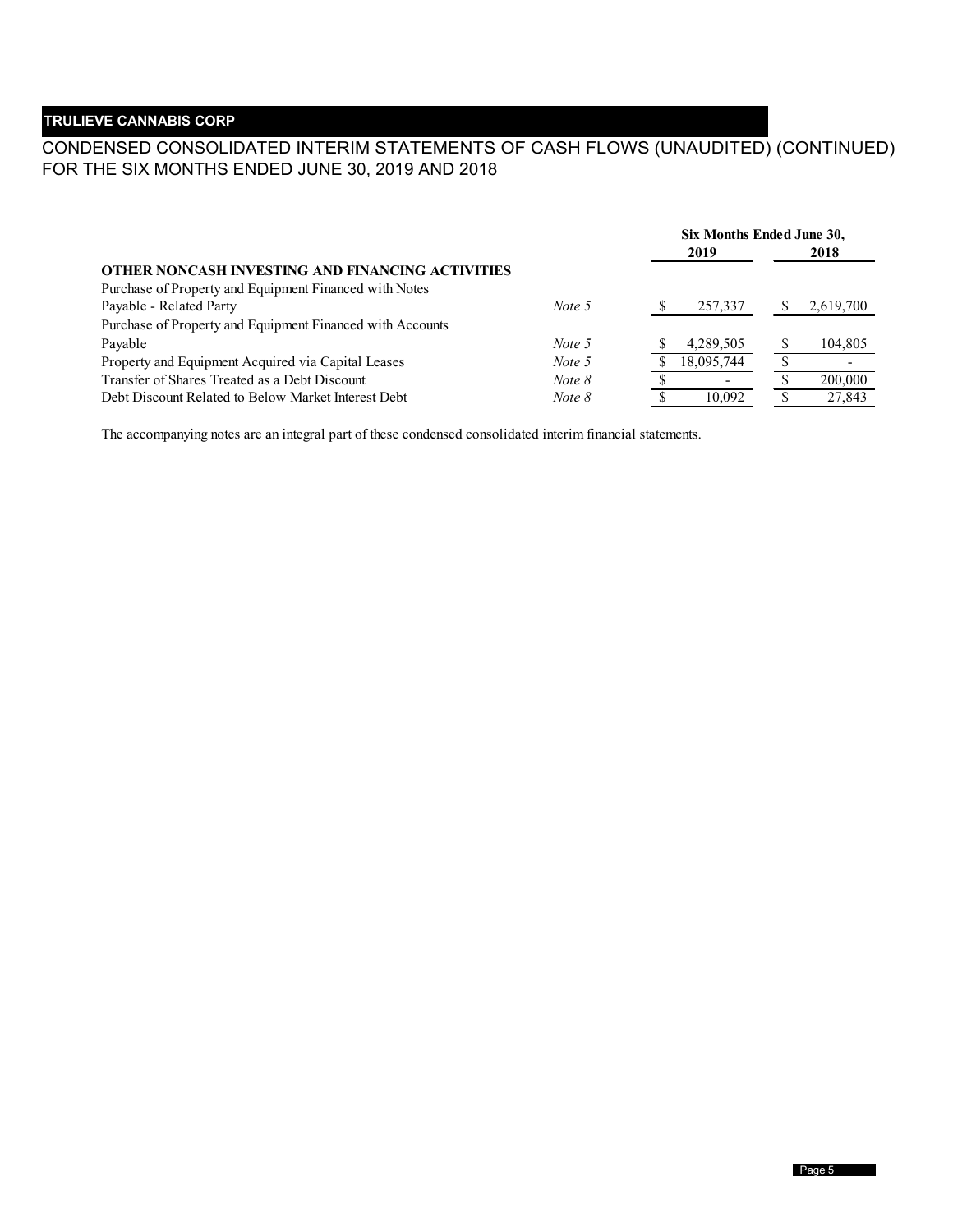**TRULIEVE CANNABIS CORP**

CONDENSED CONSOLIDATED INTERIM STATEMENTS OF CASH FLOWS (UNAUDITED) (CONTINUED)
FOR THE SIX MONTHS ENDED JUNE 30, 2019 AND 2018

| | | Six Months Ended June 30, | |
|---|---|---|---|
| | | 2019 | 2018 |
| **OTHER NONCASH INVESTING AND FINANCING ACTIVITIES** | | | |
| Purchase of Property and Equipment Financed with Notes Payable - Related Party | *Note 5* | $ 257,337 | $ 2,619,700 |
| Purchase of Property and Equipment Financed with Accounts Payable | *Note 5* | $ 4,289,505 | $ 104,805 |
| Property and Equipment Acquired via Capital Leases | *Note 5* | $ 18,095,744 | $ - |
| Transfer of Shares Treated as a Debt Discount | *Note 8* | $ - | $ 200,000 |
| Debt Discount Related to Below Market Interest Debt | *Note 8* | $ 10,092 | $ 27,843 |

The accompanying notes are an integral part of these condensed consolidated interim financial statements.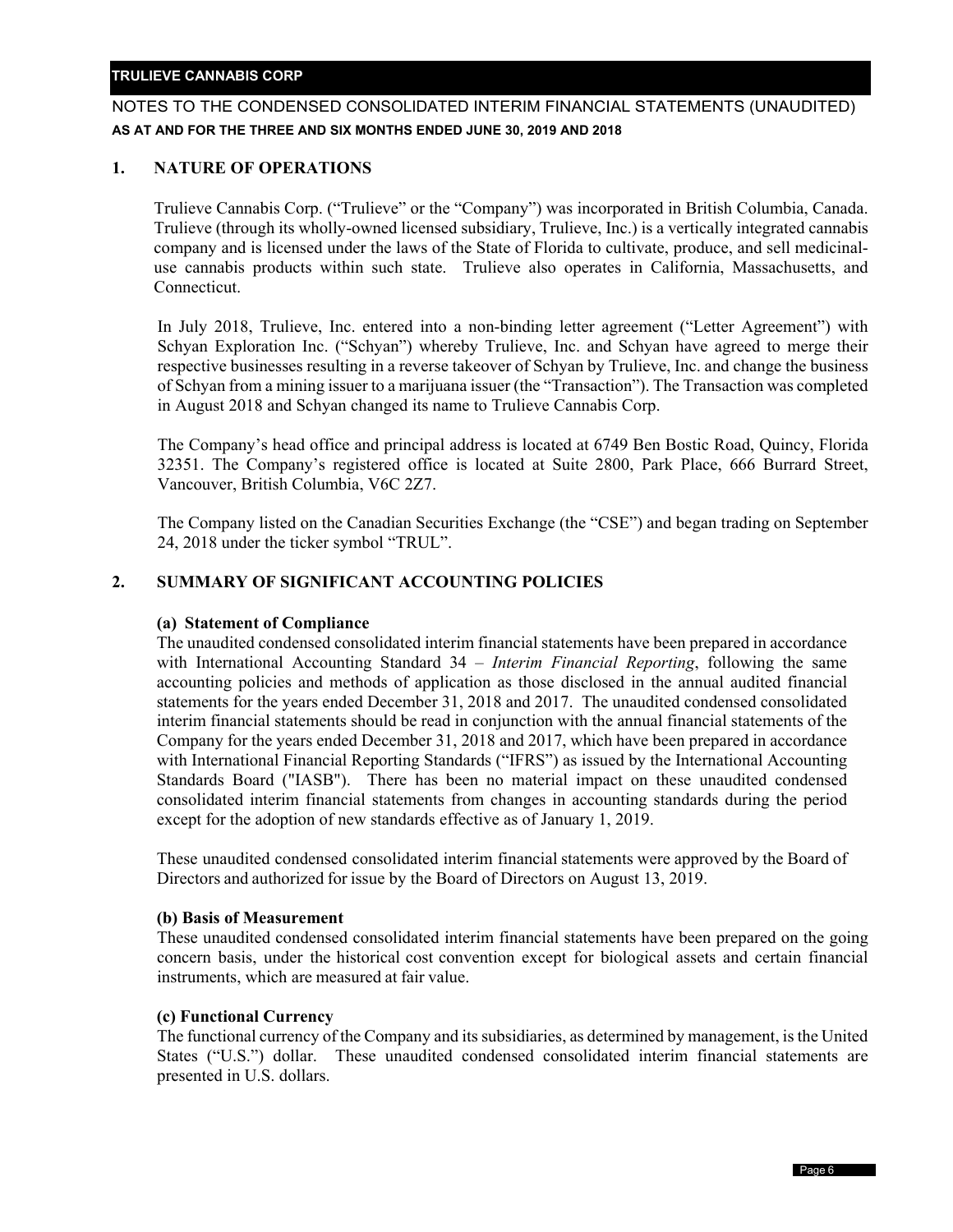# NOTES TO THE CONDENSED CONSOLIDATED INTERIM FINANCIAL STATEMENTS (UNAUDITED)

**AS AT AND FOR THE THREE AND SIX MONTHS ENDED JUNE 30, 2019 AND 2018**

## 1. NATURE OF OPERATIONS

Trulieve Cannabis Corp. ("Trulieve" or the "Company") was incorporated in British Columbia, Canada. Trulieve (through its wholly-owned licensed subsidiary, Trulieve, Inc.) is a vertically integrated cannabis company and is licensed under the laws of the State of Florida to cultivate, produce, and sell medicinal-use cannabis products within such state. Trulieve also operates in California, Massachusetts, and Connecticut.

In July 2018, Trulieve, Inc. entered into a non-binding letter agreement ("Letter Agreement") with Schyan Exploration Inc. ("Schyan") whereby Trulieve, Inc. and Schyan have agreed to merge their respective businesses resulting in a reverse takeover of Schyan by Trulieve, Inc. and change the business of Schyan from a mining issuer to a marijuana issuer (the "Transaction"). The Transaction was completed in August 2018 and Schyan changed its name to Trulieve Cannabis Corp.

The Company's head office and principal address is located at 6749 Ben Bostic Road, Quincy, Florida 32351. The Company's registered office is located at Suite 2800, Park Place, 666 Burrard Street, Vancouver, British Columbia, V6C 2Z7.

The Company listed on the Canadian Securities Exchange (the "CSE") and began trading on September 24, 2018 under the ticker symbol "TRUL".

## 2. SUMMARY OF SIGNIFICANT ACCOUNTING POLICIES

### (a) Statement of Compliance

The unaudited condensed consolidated interim financial statements have been prepared in accordance with International Accounting Standard 34 – *Interim Financial Reporting*, following the same accounting policies and methods of application as those disclosed in the annual audited financial statements for the years ended December 31, 2018 and 2017. The unaudited condensed consolidated interim financial statements should be read in conjunction with the annual financial statements of the Company for the years ended December 31, 2018 and 2017, which have been prepared in accordance with International Financial Reporting Standards ("IFRS") as issued by the International Accounting Standards Board ("IASB"). There has been no material impact on these unaudited condensed consolidated interim financial statements from changes in accounting standards during the period except for the adoption of new standards effective as of January 1, 2019.

These unaudited condensed consolidated interim financial statements were approved by the Board of Directors and authorized for issue by the Board of Directors on August 13, 2019.

### (b) Basis of Measurement

These unaudited condensed consolidated interim financial statements have been prepared on the going concern basis, under the historical cost convention except for biological assets and certain financial instruments, which are measured at fair value.

### (c) Functional Currency

The functional currency of the Company and its subsidiaries, as determined by management, is the United States ("U.S.") dollar. These unaudited condensed consolidated interim financial statements are presented in U.S. dollars.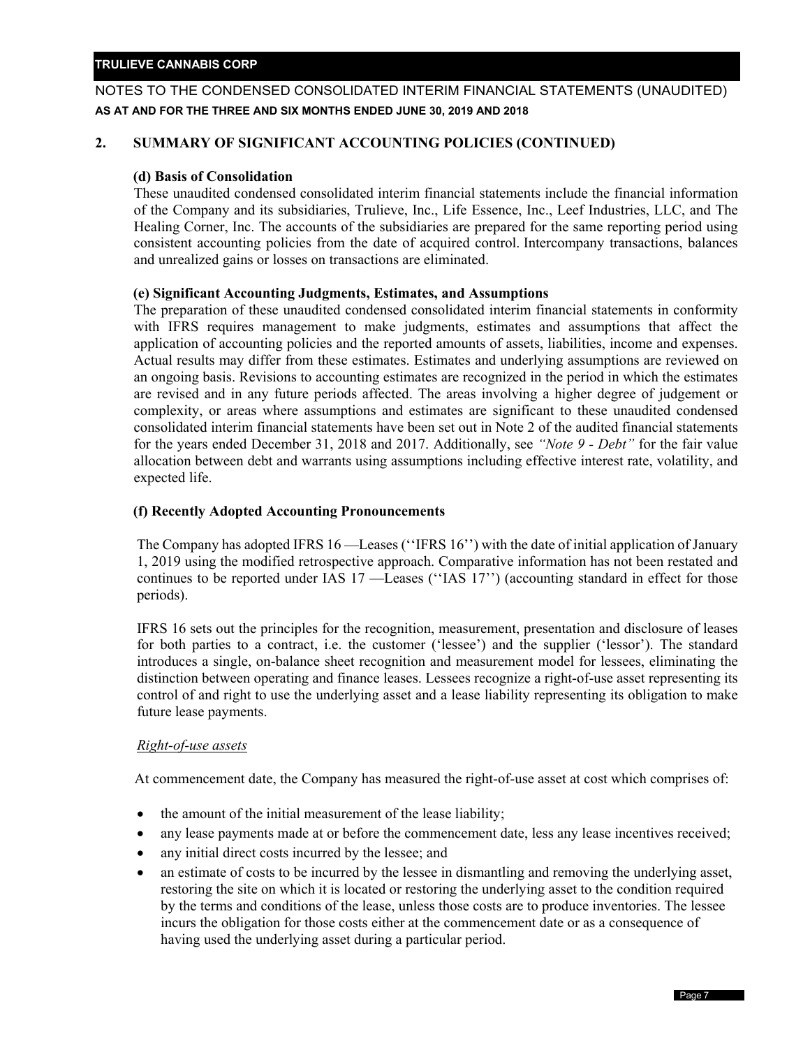## 2. SUMMARY OF SIGNIFICANT ACCOUNTING POLICIES (CONTINUED)

### (d) Basis of Consolidation

These unaudited condensed consolidated interim financial statements include the financial information of the Company and its subsidiaries, Trulieve, Inc., Life Essence, Inc., Leef Industries, LLC, and The Healing Corner, Inc. The accounts of the subsidiaries are prepared for the same reporting period using consistent accounting policies from the date of acquired control. Intercompany transactions, balances and unrealized gains or losses on transactions are eliminated.

### (e) Significant Accounting Judgments, Estimates, and Assumptions

The preparation of these unaudited condensed consolidated interim financial statements in conformity with IFRS requires management to make judgments, estimates and assumptions that affect the application of accounting policies and the reported amounts of assets, liabilities, income and expenses. Actual results may differ from these estimates. Estimates and underlying assumptions are reviewed on an ongoing basis. Revisions to accounting estimates are recognized in the period in which the estimates are revised and in any future periods affected. The areas involving a higher degree of judgement or complexity, or areas where assumptions and estimates are significant to these unaudited condensed consolidated interim financial statements have been set out in Note 2 of the audited financial statements for the years ended December 31, 2018 and 2017. Additionally, see *"Note 9 - Debt"* for the fair value allocation between debt and warrants using assumptions including effective interest rate, volatility, and expected life.

### (f) Recently Adopted Accounting Pronouncements

The Company has adopted IFRS 16 —Leases (''IFRS 16'') with the date of initial application of January 1, 2019 using the modified retrospective approach. Comparative information has not been restated and continues to be reported under IAS 17 —Leases (''IAS 17'') (accounting standard in effect for those periods).

IFRS 16 sets out the principles for the recognition, measurement, presentation and disclosure of leases for both parties to a contract, i.e. the customer ('lessee') and the supplier ('lessor'). The standard introduces a single, on-balance sheet recognition and measurement model for lessees, eliminating the distinction between operating and finance leases. Lessees recognize a right-of-use asset representing its control of and right to use the underlying asset and a lease liability representing its obligation to make future lease payments.

*Right-of-use assets*

At commencement date, the Company has measured the right-of-use asset at cost which comprises of:

- the amount of the initial measurement of the lease liability;
- any lease payments made at or before the commencement date, less any lease incentives received;
- any initial direct costs incurred by the lessee; and
- an estimate of costs to be incurred by the lessee in dismantling and removing the underlying asset, restoring the site on which it is located or restoring the underlying asset to the condition required by the terms and conditions of the lease, unless those costs are to produce inventories. The lessee incurs the obligation for those costs either at the commencement date or as a consequence of having used the underlying asset during a particular period.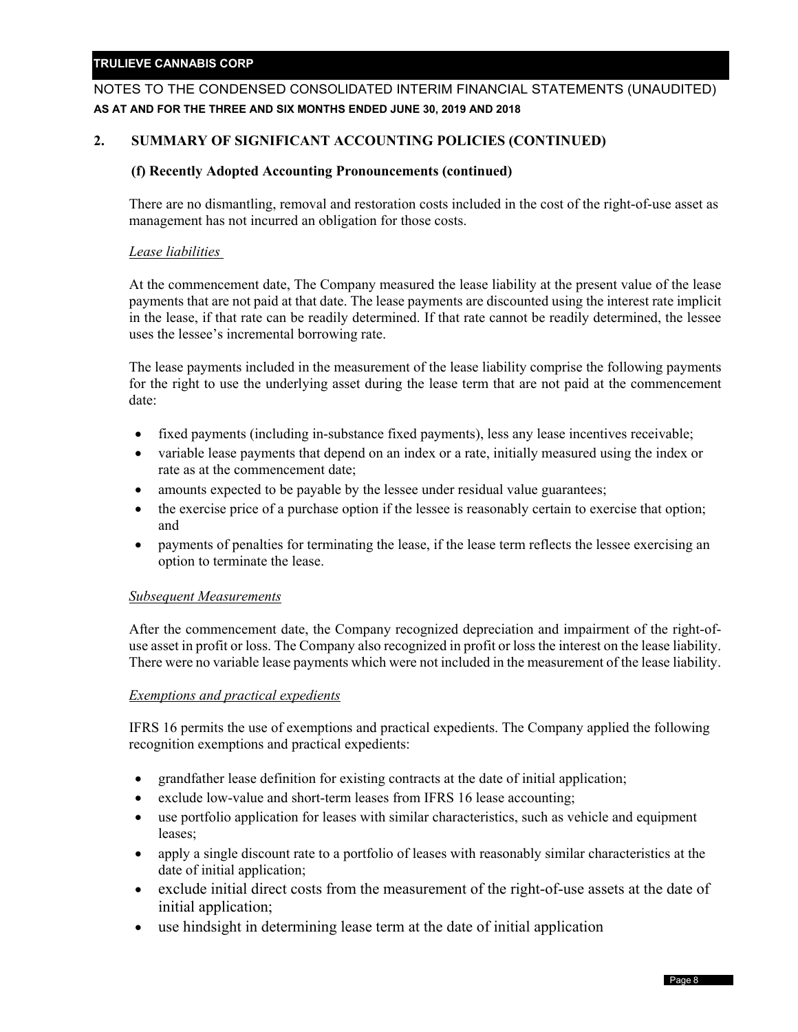## 2. SUMMARY OF SIGNIFICANT ACCOUNTING POLICIES (CONTINUED)

### (f) Recently Adopted Accounting Pronouncements (continued)

There are no dismantling, removal and restoration costs included in the cost of the right-of-use asset as management has not incurred an obligation for those costs.

*Lease liabilities*

At the commencement date, The Company measured the lease liability at the present value of the lease payments that are not paid at that date. The lease payments are discounted using the interest rate implicit in the lease, if that rate can be readily determined. If that rate cannot be readily determined, the lessee uses the lessee's incremental borrowing rate.

The lease payments included in the measurement of the lease liability comprise the following payments for the right to use the underlying asset during the lease term that are not paid at the commencement date:

- fixed payments (including in-substance fixed payments), less any lease incentives receivable;
- variable lease payments that depend on an index or a rate, initially measured using the index or rate as at the commencement date;
- amounts expected to be payable by the lessee under residual value guarantees;
- the exercise price of a purchase option if the lessee is reasonably certain to exercise that option; and
- payments of penalties for terminating the lease, if the lease term reflects the lessee exercising an option to terminate the lease.

*Subsequent Measurements*

After the commencement date, the Company recognized depreciation and impairment of the right-of-use asset in profit or loss. The Company also recognized in profit or loss the interest on the lease liability. There were no variable lease payments which were not included in the measurement of the lease liability.

*Exemptions and practical expedients*

IFRS 16 permits the use of exemptions and practical expedients. The Company applied the following recognition exemptions and practical expedients:

- grandfather lease definition for existing contracts at the date of initial application;
- exclude low-value and short-term leases from IFRS 16 lease accounting;
- use portfolio application for leases with similar characteristics, such as vehicle and equipment leases;
- apply a single discount rate to a portfolio of leases with reasonably similar characteristics at the date of initial application;
- exclude initial direct costs from the measurement of the right-of-use assets at the date of initial application;
- use hindsight in determining lease term at the date of initial application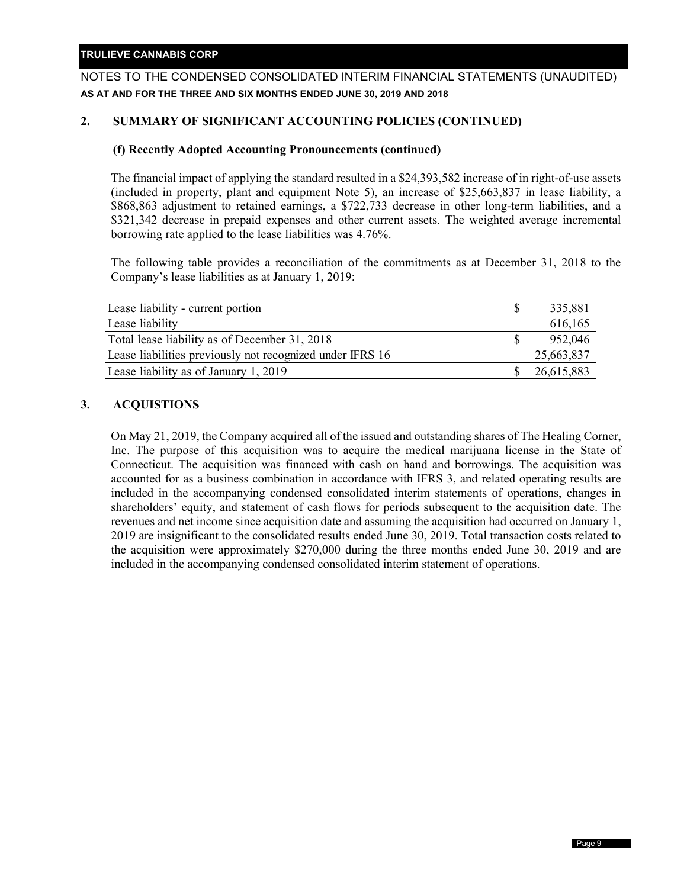## 2. SUMMARY OF SIGNIFICANT ACCOUNTING POLICIES (CONTINUED)

### (f) Recently Adopted Accounting Pronouncements (continued)

The financial impact of applying the standard resulted in a $24,393,582 increase of in right-of-use assets (included in property, plant and equipment Note 5), an increase of $25,663,837 in lease liability, a $868,863 adjustment to retained earnings, a $722,733 decrease in other long-term liabilities, and a $321,342 decrease in prepaid expenses and other current assets. The weighted average incremental borrowing rate applied to the lease liabilities was 4.76%.

The following table provides a reconciliation of the commitments as at December 31, 2018 to the Company's lease liabilities as at January 1, 2019:

| | | |
|---|---|---|
| Lease liability - current portion | $ | 335,881 |
| Lease liability | | 616,165 |
| Total lease liability as of December 31, 2018 | $ | 952,046 |
| Lease liabilities previously not recognized under IFRS 16 | | 25,663,837 |
| Lease liability as of January 1, 2019 | $ | 26,615,883 |

## 3. ACQUISTIONS

On May 21, 2019, the Company acquired all of the issued and outstanding shares of The Healing Corner, Inc. The purpose of this acquisition was to acquire the medical marijuana license in the State of Connecticut. The acquisition was financed with cash on hand and borrowings. The acquisition was accounted for as a business combination in accordance with IFRS 3, and related operating results are included in the accompanying condensed consolidated interim statements of operations, changes in shareholders' equity, and statement of cash flows for periods subsequent to the acquisition date. The revenues and net income since acquisition date and assuming the acquisition had occurred on January 1, 2019 are insignificant to the consolidated results ended June 30, 2019. Total transaction costs related to the acquisition were approximately $270,000 during the three months ended June 30, 2019 and are included in the accompanying condensed consolidated interim statement of operations.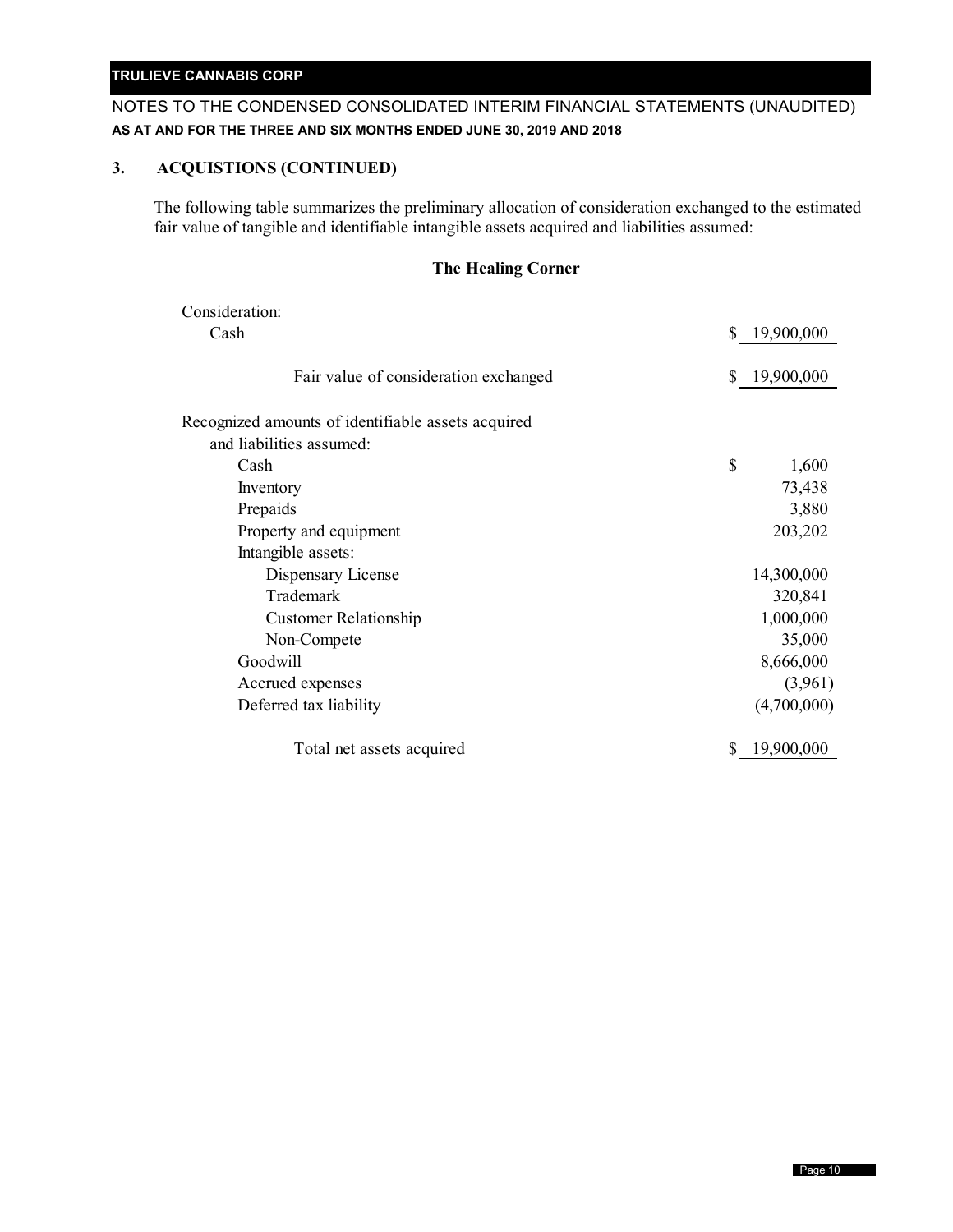## 3. ACQUISTIONS (CONTINUED)

The following table summarizes the preliminary allocation of consideration exchanged to the estimated fair value of tangible and identifiable intangible assets acquired and liabilities assumed:

| **The Healing Corner** | |
|---|---|
| Consideration: | |
| Cash | $ 19,900,000 |
| Fair value of consideration exchanged | $ 19,900,000 |
| Recognized amounts of identifiable assets acquired and liabilities assumed: | |
| Cash | $ 1,600 |
| Inventory | 73,438 |
| Prepaids | 3,880 |
| Property and equipment | 203,202 |
| Intangible assets: | |
| Dispensary License | 14,300,000 |
| Trademark | 320,841 |
| Customer Relationship | 1,000,000 |
| Non-Compete | 35,000 |
| Goodwill | 8,666,000 |
| Accrued expenses | (3,961) |
| Deferred tax liability | (4,700,000) |
| Total net assets acquired | $ 19,900,000 |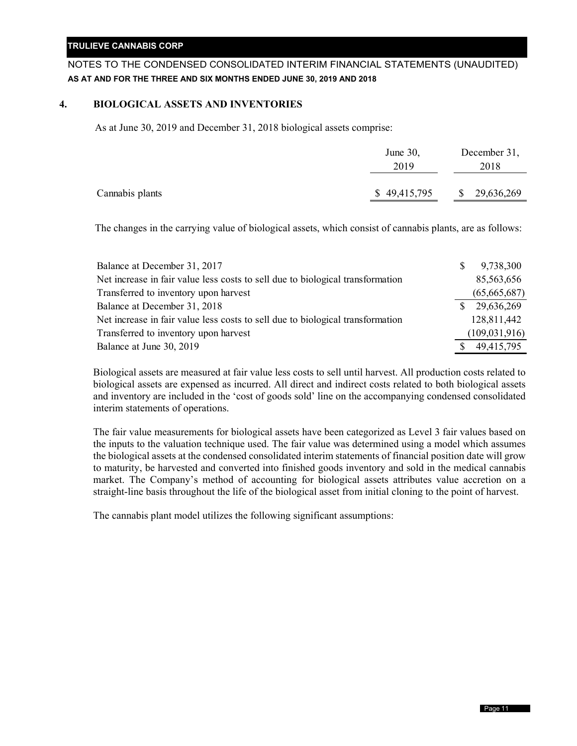## 4. BIOLOGICAL ASSETS AND INVENTORIES

As at June 30, 2019 and December 31, 2018 biological assets comprise:

| | June 30, 2019 | December 31, 2018 |
|---|---|---|
| Cannabis plants | $ 49,415,795 | $ 29,636,269 |

The changes in the carrying value of biological assets, which consist of cannabis plants, are as follows:

| | |
|---|---|
| Balance at December 31, 2017 | $ 9,738,300 |
| Net increase in fair value less costs to sell due to biological transformation | 85,563,656 |
| Transferred to inventory upon harvest | (65,665,687) |
| Balance at December 31, 2018 | $ 29,636,269 |
| Net increase in fair value less costs to sell due to biological transformation | 128,811,442 |
| Transferred to inventory upon harvest | (109,031,916) |
| Balance at June 30, 2019 | $ 49,415,795 |

Biological assets are measured at fair value less costs to sell until harvest. All production costs related to biological assets are expensed as incurred. All direct and indirect costs related to both biological assets and inventory are included in the 'cost of goods sold' line on the accompanying condensed consolidated interim statements of operations.

The fair value measurements for biological assets have been categorized as Level 3 fair values based on the inputs to the valuation technique used. The fair value was determined using a model which assumes the biological assets at the condensed consolidated interim statements of financial position date will grow to maturity, be harvested and converted into finished goods inventory and sold in the medical cannabis market. The Company's method of accounting for biological assets attributes value accretion on a straight-line basis throughout the life of the biological asset from initial cloning to the point of harvest.

The cannabis plant model utilizes the following significant assumptions: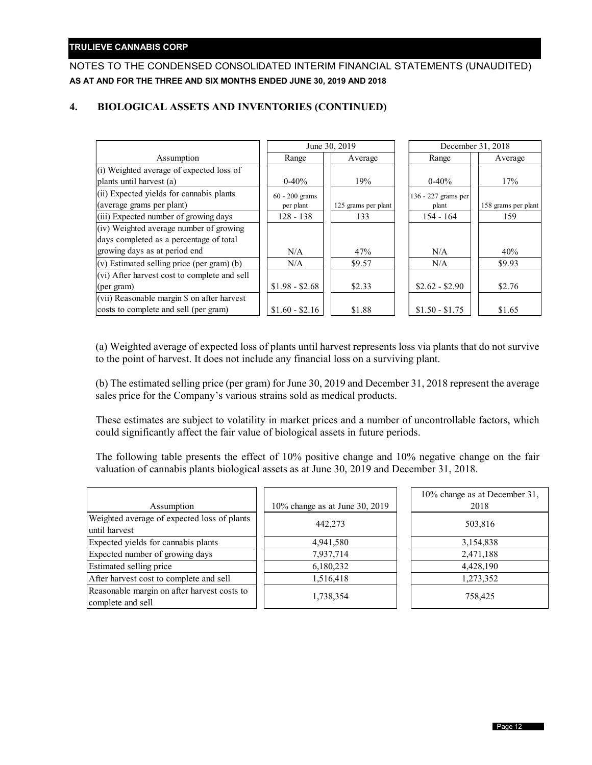## 4. BIOLOGICAL ASSETS AND INVENTORIES (CONTINUED)

| Assumption | June 30, 2019 | | December 31, 2018 | |
|---|---|---|---|---|
| | Range | Average | Range | Average |
| (i) Weighted average of expected loss of plants until harvest (a) | 0-40% | 19% | 0-40% | 17% |
| (ii) Expected yields for cannabis plants (average grams per plant) | 60 - 200 grams per plant | 125 grams per plant | 136 - 227 grams per plant | 158 grams per plant |
| (iii) Expected number of growing days | 128 - 138 | 133 | 154 - 164 | 159 |
| (iv) Weighted average number of growing days completed as a percentage of total growing days as at period end | N/A | 47% | N/A | 40% |
| (v) Estimated selling price (per gram) (b) | N/A | $9.57 | N/A | $9.93 |
| (vi) After harvest cost to complete and sell (per gram) | $1.98 - $2.68 | $2.33 | $2.62 - $2.90 | $2.76 |
| (vii) Reasonable margin $ on after harvest costs to complete and sell (per gram) | $1.60 - $2.16 | $1.88 | $1.50 - $1.75 | $1.65 |

(a) Weighted average of expected loss of plants until harvest represents loss via plants that do not survive to the point of harvest. It does not include any financial loss on a surviving plant.

(b) The estimated selling price (per gram) for June 30, 2019 and December 31, 2018 represent the average sales price for the Company's various strains sold as medical products.

These estimates are subject to volatility in market prices and a number of uncontrollable factors, which could significantly affect the fair value of biological assets in future periods.

The following table presents the effect of 10% positive change and 10% negative change on the fair valuation of cannabis plants biological assets as at June 30, 2019 and December 31, 2018.

| Assumption | 10% change as at June 30, 2019 | 10% change as at December 31, 2018 |
|---|---|---|
| Weighted average of expected loss of plants until harvest | 442,273 | 503,816 |
| Expected yields for cannabis plants | 4,941,580 | 3,154,838 |
| Expected number of growing days | 7,937,714 | 2,471,188 |
| Estimated selling price | 6,180,232 | 4,428,190 |
| After harvest cost to complete and sell | 1,516,418 | 1,273,352 |
| Reasonable margin on after harvest costs to complete and sell | 1,738,354 | 758,425 |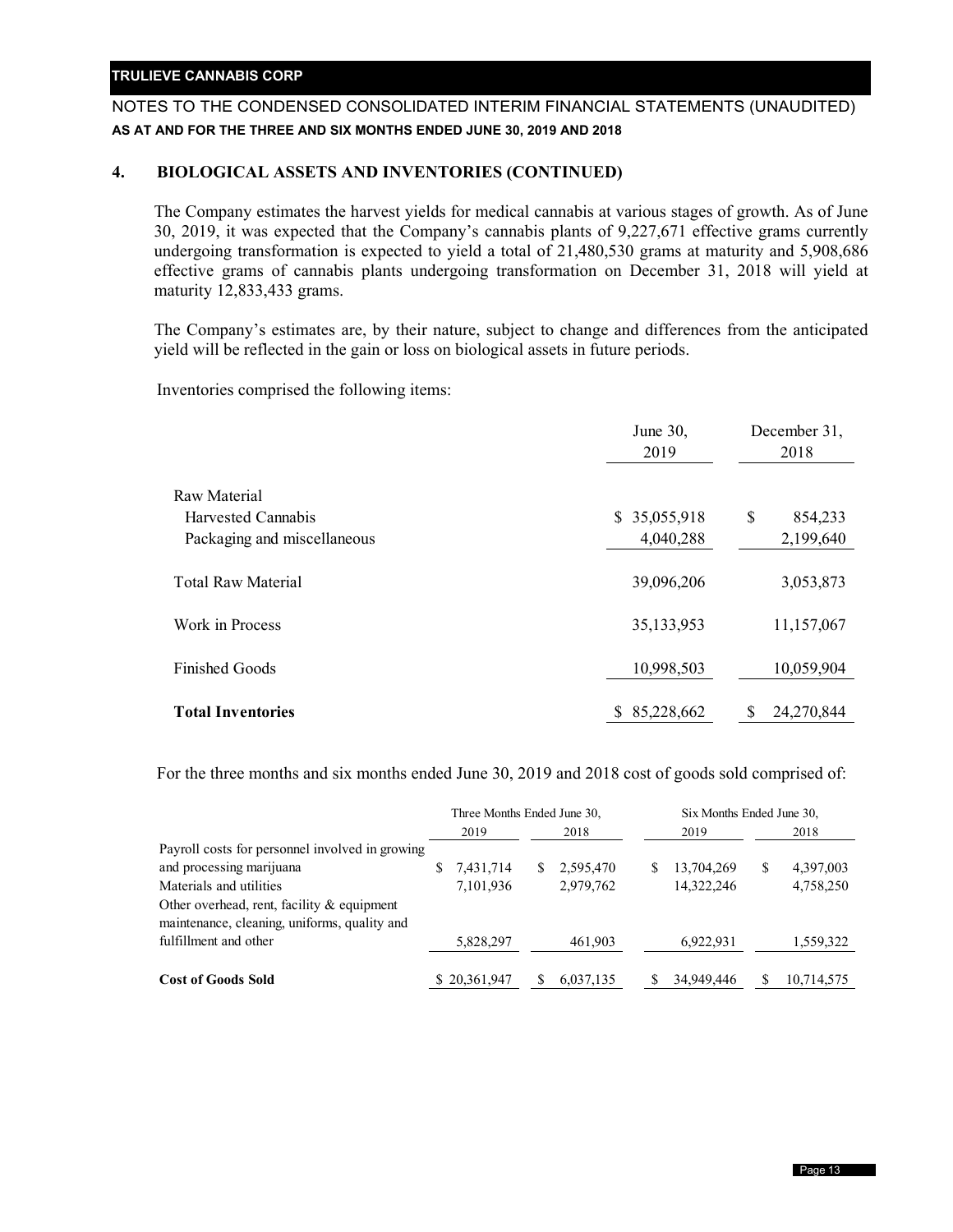## 4. BIOLOGICAL ASSETS AND INVENTORIES (CONTINUED)

The Company estimates the harvest yields for medical cannabis at various stages of growth. As of June 30, 2019, it was expected that the Company's cannabis plants of 9,227,671 effective grams currently undergoing transformation is expected to yield a total of 21,480,530 grams at maturity and 5,908,686 effective grams of cannabis plants undergoing transformation on December 31, 2018 will yield at maturity 12,833,433 grams.

The Company's estimates are, by their nature, subject to change and differences from the anticipated yield will be reflected in the gain or loss on biological assets in future periods.

Inventories comprised the following items:

| | June 30, 2019 | December 31, 2018 |
|---|---|---|
| Raw Material | | |
| Harvested Cannabis | $ 35,055,918 | $ 854,233 |
| Packaging and miscellaneous | 4,040,288 | 2,199,640 |
| Total Raw Material | 39,096,206 | 3,053,873 |
| Work in Process | 35,133,953 | 11,157,067 |
| Finished Goods | 10,998,503 | 10,059,904 |
| **Total Inventories** | $ 85,228,662 | $ 24,270,844 |

For the three months and six months ended June 30, 2019 and 2018 cost of goods sold comprised of:

| | Three Months Ended June 30, | | Six Months Ended June 30, | |
|---|---|---|---|---|
| | 2019 | 2018 | 2019 | 2018 |
| Payroll costs for personnel involved in growing and processing marijuana | $ 7,431,714 | $ 2,595,470 | $ 13,704,269 | $ 4,397,003 |
| Materials and utilities | 7,101,936 | 2,979,762 | 14,322,246 | 4,758,250 |
| Other overhead, rent, facility & equipment maintenance, cleaning, uniforms, quality and fulfillment and other | 5,828,297 | 461,903 | 6,922,931 | 1,559,322 |
| **Cost of Goods Sold** | $ 20,361,947 | $ 6,037,135 | $ 34,949,446 | $ 10,714,575 |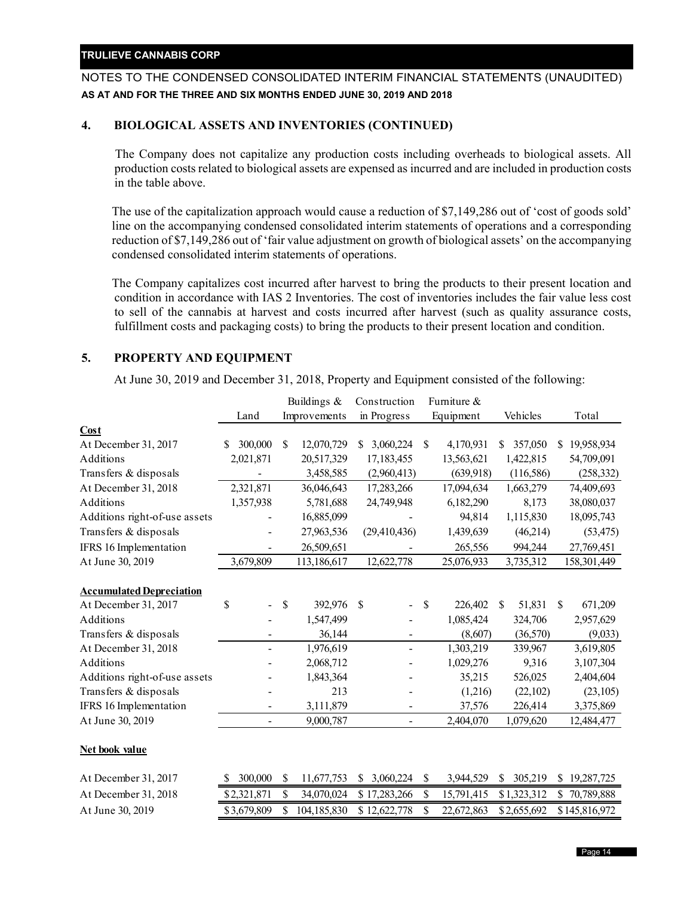## 4. BIOLOGICAL ASSETS AND INVENTORIES (CONTINUED)

The Company does not capitalize any production costs including overheads to biological assets. All production costs related to biological assets are expensed as incurred and are included in production costs in the table above.

The use of the capitalization approach would cause a reduction of $7,149,286 out of 'cost of goods sold' line on the accompanying condensed consolidated interim statements of operations and a corresponding reduction of $7,149,286 out of 'fair value adjustment on growth of biological assets' on the accompanying condensed consolidated interim statements of operations.

The Company capitalizes cost incurred after harvest to bring the products to their present location and condition in accordance with IAS 2 Inventories. The cost of inventories includes the fair value less cost to sell of the cannabis at harvest and costs incurred after harvest (such as quality assurance costs, fulfillment costs and packaging costs) to bring the products to their present location and condition.

## 5. PROPERTY AND EQUIPMENT

At June 30, 2019 and December 31, 2018, Property and Equipment consisted of the following:

| | Land | Buildings & Improvements | Construction in Progress | Furniture & Equipment | Vehicles | Total |
|---|---|---|---|---|---|---|
| **Cost** | | | | | | |
| At December 31, 2017 | $ 300,000 | $ 12,070,729 | $ 3,060,224 | $ 4,170,931 | $ 357,050 | $ 19,958,934 |
| Additions | 2,021,871 | 20,517,329 | 17,183,455 | 13,563,621 | 1,422,815 | 54,709,091 |
| Transfers & disposals | - | 3,458,585 | (2,960,413) | (639,918) | (116,586) | (258,332) |
| At December 31, 2018 | 2,321,871 | 36,046,643 | 17,283,266 | 17,094,634 | 1,663,279 | 74,409,693 |
| Additions | 1,357,938 | 5,781,688 | 24,749,948 | 6,182,290 | 8,173 | 38,080,037 |
| Additions right-of-use assets | - | 16,885,099 | - | 94,814 | 1,115,830 | 18,095,743 |
| Transfers & disposals | - | 27,963,536 | (29,410,436) | 1,439,639 | (46,214) | (53,475) |
| IFRS 16 Implementation | - | 26,509,651 | - | 265,556 | 994,244 | 27,769,451 |
| At June 30, 2019 | 3,679,809 | 113,186,617 | 12,622,778 | 25,076,933 | 3,735,312 | 158,301,449 |
| **Accumulated Depreciation** | | | | | | |
| At December 31, 2017 | $ - | $ 392,976 | $ - | $ 226,402 | $ 51,831 | $ 671,209 |
| Additions | - | 1,547,499 | - | 1,085,424 | 324,706 | 2,957,629 |
| Transfers & disposals | - | 36,144 | - | (8,607) | (36,570) | (9,033) |
| At December 31, 2018 | - | 1,976,619 | - | 1,303,219 | 339,967 | 3,619,805 |
| Additions | - | 2,068,712 | - | 1,029,276 | 9,316 | 3,107,304 |
| Additions right-of-use assets | - | 1,843,364 | - | 35,215 | 526,025 | 2,404,604 |
| Transfers & disposals | - | 213 | - | (1,216) | (22,102) | (23,105) |
| IFRS 16 Implementation | - | 3,111,879 | - | 37,576 | 226,414 | 3,375,869 |
| At June 30, 2019 | - | 9,000,787 | - | 2,404,070 | 1,079,620 | 12,484,477 |
| **Net book value** | | | | | | |
| At December 31, 2017 | $ 300,000 | $ 11,677,753 | $ 3,060,224 | $ 3,944,529 | $ 305,219 | $ 19,287,725 |
| At December 31, 2018 | $ 2,321,871 | $ 34,070,024 | $ 17,283,266 | $ 15,791,415 | $ 1,323,312 | $ 70,789,888 |
| At June 30, 2019 | $ 3,679,809 | $ 104,185,830 | $ 12,622,778 | $ 22,672,863 | $ 2,655,692 | $ 145,816,972 |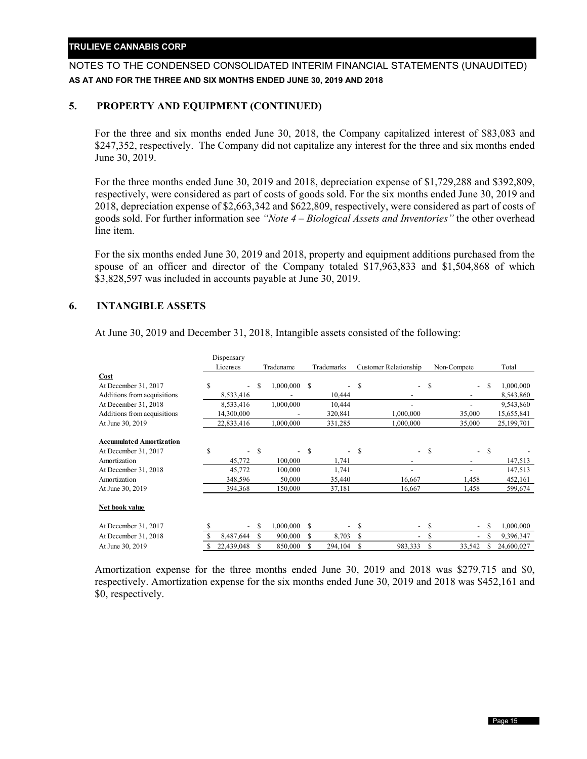## 5. PROPERTY AND EQUIPMENT (CONTINUED)

For the three and six months ended June 30, 2018, the Company capitalized interest of \$83,083 and \$247,352, respectively. The Company did not capitalize any interest for the three and six months ended June 30, 2019.

For the three months ended June 30, 2019 and 2018, depreciation expense of \$1,729,288 and \$392,809, respectively, were considered as part of costs of goods sold. For the six months ended June 30, 2019 and 2018, depreciation expense of \$2,663,342 and \$622,809, respectively, were considered as part of costs of goods sold. For further information see *"Note 4 – Biological Assets and Inventories"* the other overhead line item.

For the six months ended June 30, 2019 and 2018, property and equipment additions purchased from the spouse of an officer and director of the Company totaled \$17,963,833 and \$1,504,868 of which \$3,828,597 was included in accounts payable at June 30, 2019.

## 6. INTANGIBLE ASSETS

At June 30, 2019 and December 31, 2018, Intangible assets consisted of the following:

| | Dispensary Licenses | Tradename | Trademarks | Customer Relationship | Non-Compete | Total |
|---|---|---|---|---|---|---|
| **Cost** | | | | | | |
| At December 31, 2017 | $ - | $ 1,000,000 | $ - | $ - | $ - | $ 1,000,000 |
| Additions from acquisitions | 8,533,416 | - | 10,444 | - | - | 8,543,860 |
| At December 31, 2018 | 8,533,416 | 1,000,000 | 10,444 | - | - | 9,543,860 |
| Additions from acquisitions | 14,300,000 | - | 320,841 | 1,000,000 | 35,000 | 15,655,841 |
| At June 30, 2019 | 22,833,416 | 1,000,000 | 331,285 | 1,000,000 | 35,000 | 25,199,701 |
| **Accumulated Amortization** | | | | | | |
| At December 31, 2017 | $ - | $ - | $ - | $ - | $ - | $ - |
| Amortization | 45,772 | 100,000 | 1,741 | - | - | 147,513 |
| At December 31, 2018 | 45,772 | 100,000 | 1,741 | - | - | 147,513 |
| Amortization | 348,596 | 50,000 | 35,440 | 16,667 | 1,458 | 452,161 |
| At June 30, 2019 | 394,368 | 150,000 | 37,181 | 16,667 | 1,458 | 599,674 |
| **Net book value** | | | | | | |
| At December 31, 2017 | $ - | $ 1,000,000 | $ - | $ - | $ - | $ 1,000,000 |
| At December 31, 2018 | $ 8,487,644 | $ 900,000 | $ 8,703 | $ - | $ - | $ 9,396,347 |
| At June 30, 2019 | $ 22,439,048 | $ 850,000 | $ 294,104 | $ 983,333 | $ 33,542 | $ 24,600,027 |

Amortization expense for the three months ended June 30, 2019 and 2018 was \$279,715 and \$0, respectively. Amortization expense for the six months ended June 30, 2019 and 2018 was \$452,161 and \$0, respectively.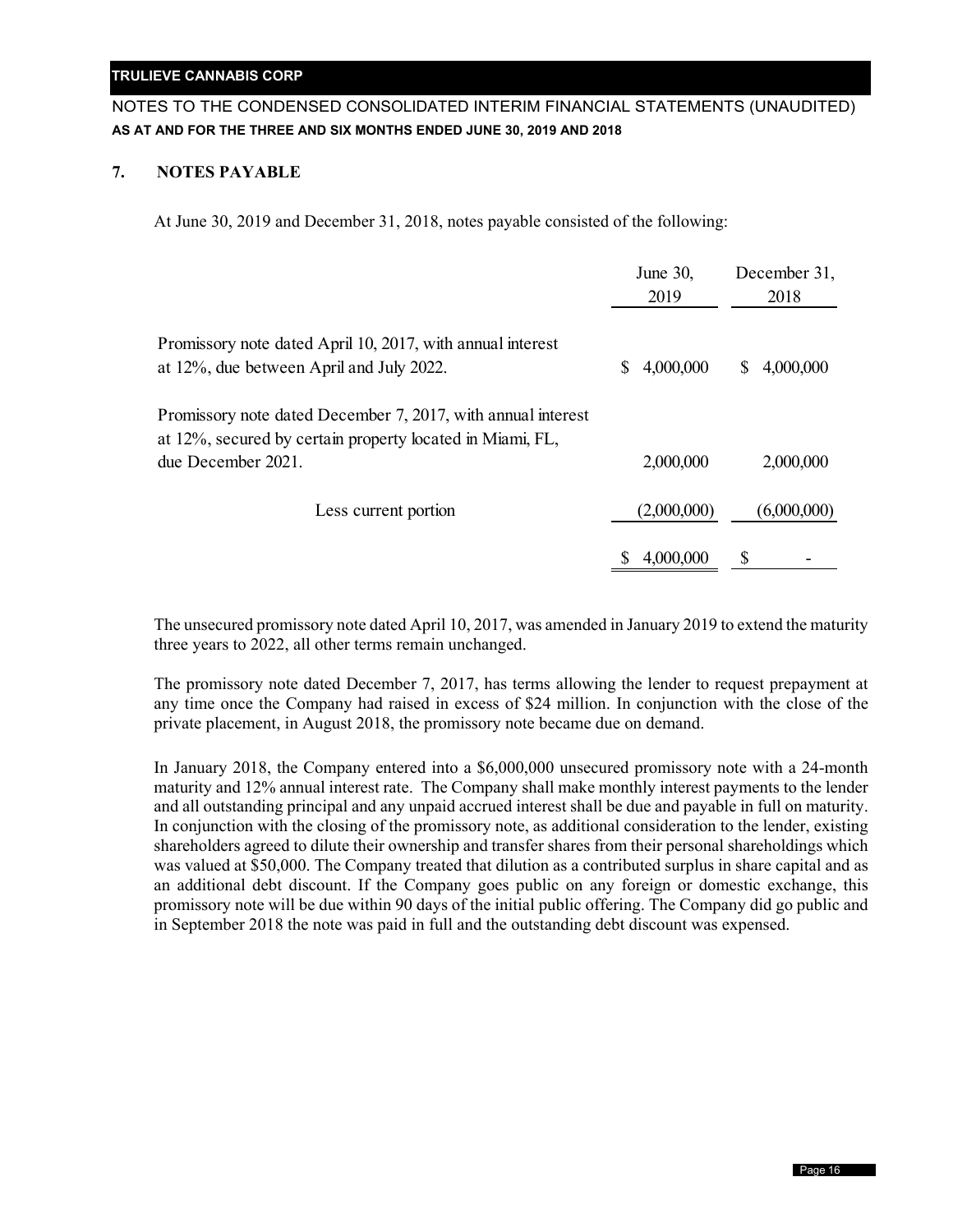## 7. NOTES PAYABLE

At June 30, 2019 and December 31, 2018, notes payable consisted of the following:

| | June 30, 2019 | December 31, 2018 |
|---|---|---|
| Promissory note dated April 10, 2017, with annual interest at 12%, due between April and July 2022. | $ 4,000,000 | $ 4,000,000 |
| Promissory note dated December 7, 2017, with annual interest at 12%, secured by certain property located in Miami, FL, due December 2021. | 2,000,000 | 2,000,000 |
| Less current portion | (2,000,000) | (6,000,000) |
| | $ 4,000,000 | $ - |

The unsecured promissory note dated April 10, 2017, was amended in January 2019 to extend the maturity three years to 2022, all other terms remain unchanged.

The promissory note dated December 7, 2017, has terms allowing the lender to request prepayment at any time once the Company had raised in excess of $24 million. In conjunction with the close of the private placement, in August 2018, the promissory note became due on demand.

In January 2018, the Company entered into a $6,000,000 unsecured promissory note with a 24-month maturity and 12% annual interest rate. The Company shall make monthly interest payments to the lender and all outstanding principal and any unpaid accrued interest shall be due and payable in full on maturity. In conjunction with the closing of the promissory note, as additional consideration to the lender, existing shareholders agreed to dilute their ownership and transfer shares from their personal shareholdings which was valued at $50,000. The Company treated that dilution as a contributed surplus in share capital and as an additional debt discount. If the Company goes public on any foreign or domestic exchange, this promissory note will be due within 90 days of the initial public offering. The Company did go public and in September 2018 the note was paid in full and the outstanding debt discount was expensed.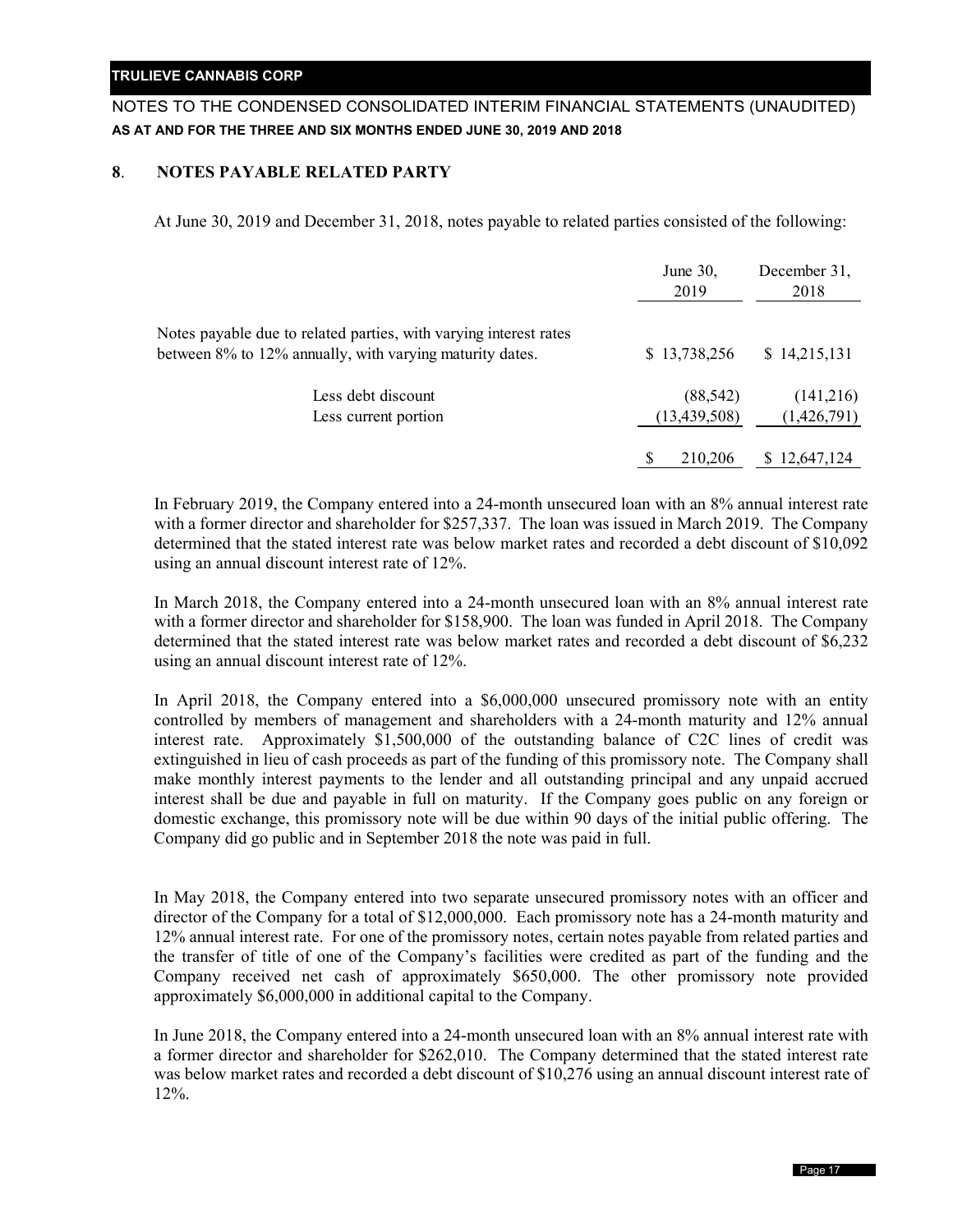## 8. NOTES PAYABLE RELATED PARTY

At June 30, 2019 and December 31, 2018, notes payable to related parties consisted of the following:

| | June 30, 2019 | December 31, 2018 |
|---|---|---|
| Notes payable due to related parties, with varying interest rates between 8% to 12% annually, with varying maturity dates. | $ 13,738,256 | $ 14,215,131 |
| Less debt discount | (88,542) | (141,216) |
| Less current portion | (13,439,508) | (1,426,791) |
| | $ 210,206 | $ 12,647,124 |

In February 2019, the Company entered into a 24-month unsecured loan with an 8% annual interest rate with a former director and shareholder for $257,337. The loan was issued in March 2019. The Company determined that the stated interest rate was below market rates and recorded a debt discount of $10,092 using an annual discount interest rate of 12%.

In March 2018, the Company entered into a 24-month unsecured loan with an 8% annual interest rate with a former director and shareholder for $158,900. The loan was funded in April 2018. The Company determined that the stated interest rate was below market rates and recorded a debt discount of $6,232 using an annual discount interest rate of 12%.

In April 2018, the Company entered into a $6,000,000 unsecured promissory note with an entity controlled by members of management and shareholders with a 24-month maturity and 12% annual interest rate. Approximately $1,500,000 of the outstanding balance of C2C lines of credit was extinguished in lieu of cash proceeds as part of the funding of this promissory note. The Company shall make monthly interest payments to the lender and all outstanding principal and any unpaid accrued interest shall be due and payable in full on maturity. If the Company goes public on any foreign or domestic exchange, this promissory note will be due within 90 days of the initial public offering. The Company did go public and in September 2018 the note was paid in full.

In May 2018, the Company entered into two separate unsecured promissory notes with an officer and director of the Company for a total of $12,000,000. Each promissory note has a 24-month maturity and 12% annual interest rate. For one of the promissory notes, certain notes payable from related parties and the transfer of title of one of the Company's facilities were credited as part of the funding and the Company received net cash of approximately $650,000. The other promissory note provided approximately $6,000,000 in additional capital to the Company.

In June 2018, the Company entered into a 24-month unsecured loan with an 8% annual interest rate with a former director and shareholder for $262,010. The Company determined that the stated interest rate was below market rates and recorded a debt discount of $10,276 using an annual discount interest rate of 12%.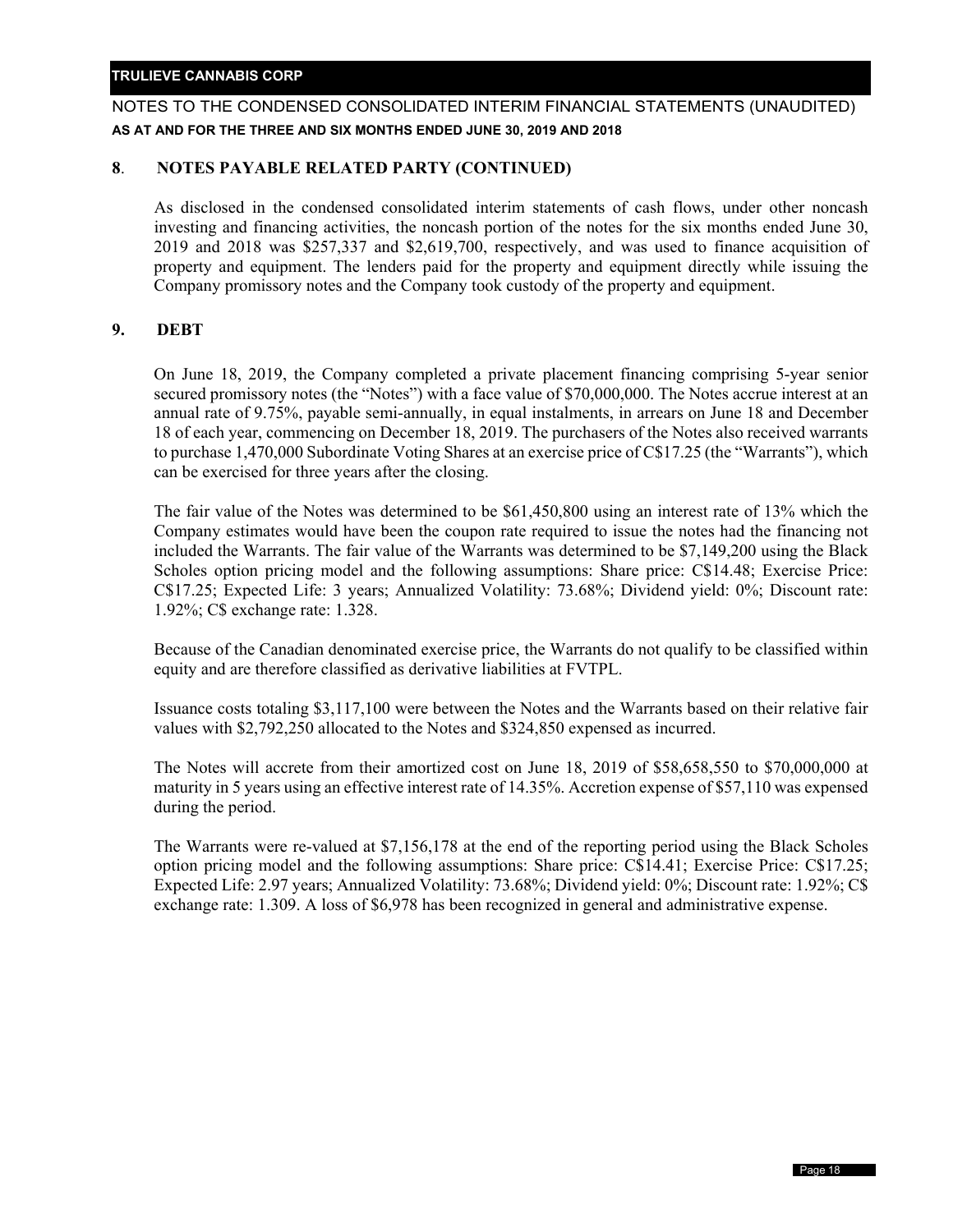## 8. NOTES PAYABLE RELATED PARTY (CONTINUED)

As disclosed in the condensed consolidated interim statements of cash flows, under other noncash investing and financing activities, the noncash portion of the notes for the six months ended June 30, 2019 and 2018 was $257,337 and $2,619,700, respectively, and was used to finance acquisition of property and equipment. The lenders paid for the property and equipment directly while issuing the Company promissory notes and the Company took custody of the property and equipment.

## 9. DEBT

On June 18, 2019, the Company completed a private placement financing comprising 5-year senior secured promissory notes (the "Notes") with a face value of $70,000,000. The Notes accrue interest at an annual rate of 9.75%, payable semi-annually, in equal instalments, in arrears on June 18 and December 18 of each year, commencing on December 18, 2019. The purchasers of the Notes also received warrants to purchase 1,470,000 Subordinate Voting Shares at an exercise price of C$17.25 (the "Warrants"), which can be exercised for three years after the closing.

The fair value of the Notes was determined to be $61,450,800 using an interest rate of 13% which the Company estimates would have been the coupon rate required to issue the notes had the financing not included the Warrants. The fair value of the Warrants was determined to be $7,149,200 using the Black Scholes option pricing model and the following assumptions: Share price: C$14.48; Exercise Price: C$17.25; Expected Life: 3 years; Annualized Volatility: 73.68%; Dividend yield: 0%; Discount rate: 1.92%; C$ exchange rate: 1.328.

Because of the Canadian denominated exercise price, the Warrants do not qualify to be classified within equity and are therefore classified as derivative liabilities at FVTPL.

Issuance costs totaling $3,117,100 were between the Notes and the Warrants based on their relative fair values with $2,792,250 allocated to the Notes and $324,850 expensed as incurred.

The Notes will accrete from their amortized cost on June 18, 2019 of $58,658,550 to $70,000,000 at maturity in 5 years using an effective interest rate of 14.35%. Accretion expense of $57,110 was expensed during the period.

The Warrants were re-valued at $7,156,178 at the end of the reporting period using the Black Scholes option pricing model and the following assumptions: Share price: C$14.41; Exercise Price: C$17.25; Expected Life: 2.97 years; Annualized Volatility: 73.68%; Dividend yield: 0%; Discount rate: 1.92%; C$ exchange rate: 1.309. A loss of $6,978 has been recognized in general and administrative expense.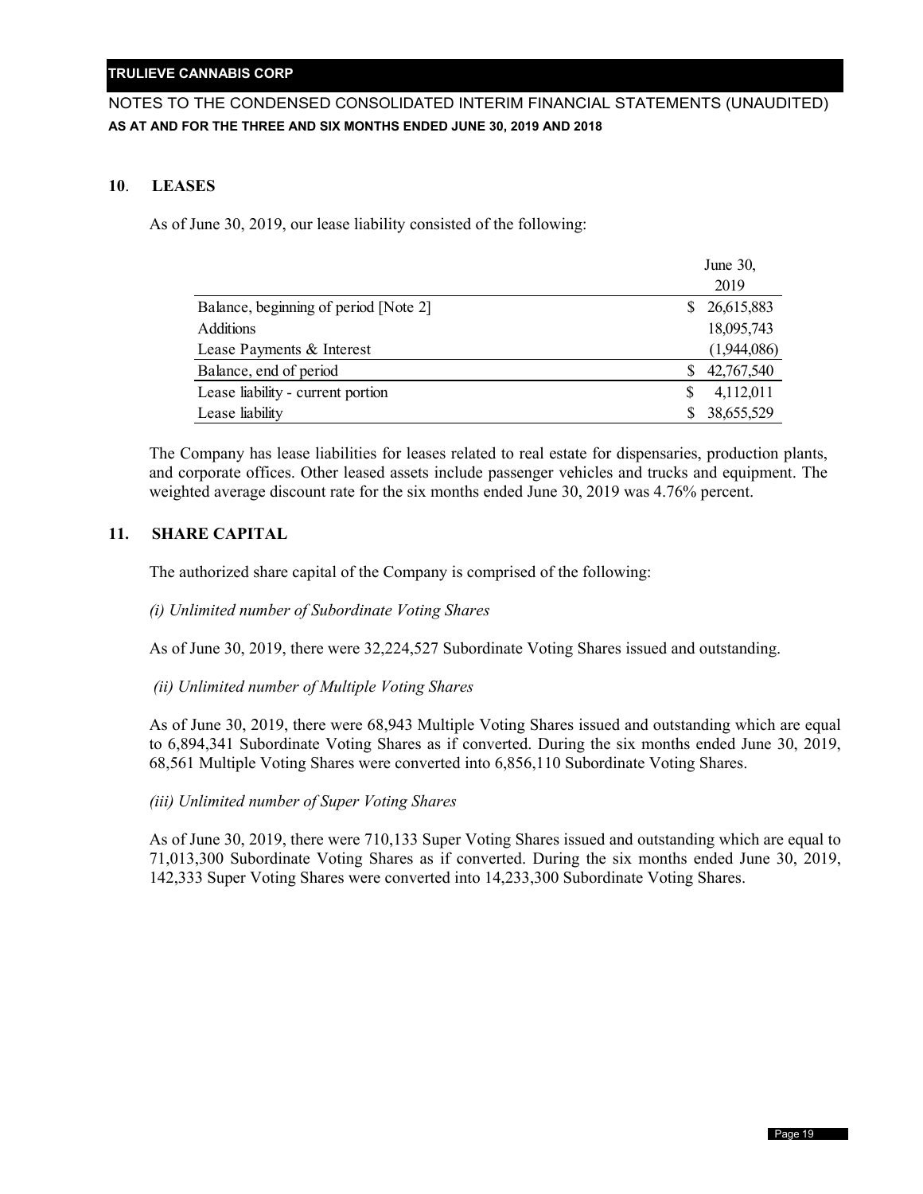## 10. LEASES

As of June 30, 2019, our lease liability consisted of the following:

| | June 30, 2019 |
|---|---|
| Balance, beginning of period [Note 2] | $ 26,615,883 |
| Additions | 18,095,743 |
| Lease Payments & Interest | (1,944,086) |
| Balance, end of period | $ 42,767,540 |
| Lease liability - current portion | $ 4,112,011 |
| Lease liability | $ 38,655,529 |

The Company has lease liabilities for leases related to real estate for dispensaries, production plants, and corporate offices. Other leased assets include passenger vehicles and trucks and equipment. The weighted average discount rate for the six months ended June 30, 2019 was 4.76% percent.

## 11. SHARE CAPITAL

The authorized share capital of the Company is comprised of the following:

*(i) Unlimited number of Subordinate Voting Shares*

As of June 30, 2019, there were 32,224,527 Subordinate Voting Shares issued and outstanding.

*(ii) Unlimited number of Multiple Voting Shares*

As of June 30, 2019, there were 68,943 Multiple Voting Shares issued and outstanding which are equal to 6,894,341 Subordinate Voting Shares as if converted. During the six months ended June 30, 2019, 68,561 Multiple Voting Shares were converted into 6,856,110 Subordinate Voting Shares.

*(iii) Unlimited number of Super Voting Shares*

As of June 30, 2019, there were 710,133 Super Voting Shares issued and outstanding which are equal to 71,013,300 Subordinate Voting Shares as if converted. During the six months ended June 30, 2019, 142,333 Super Voting Shares were converted into 14,233,300 Subordinate Voting Shares.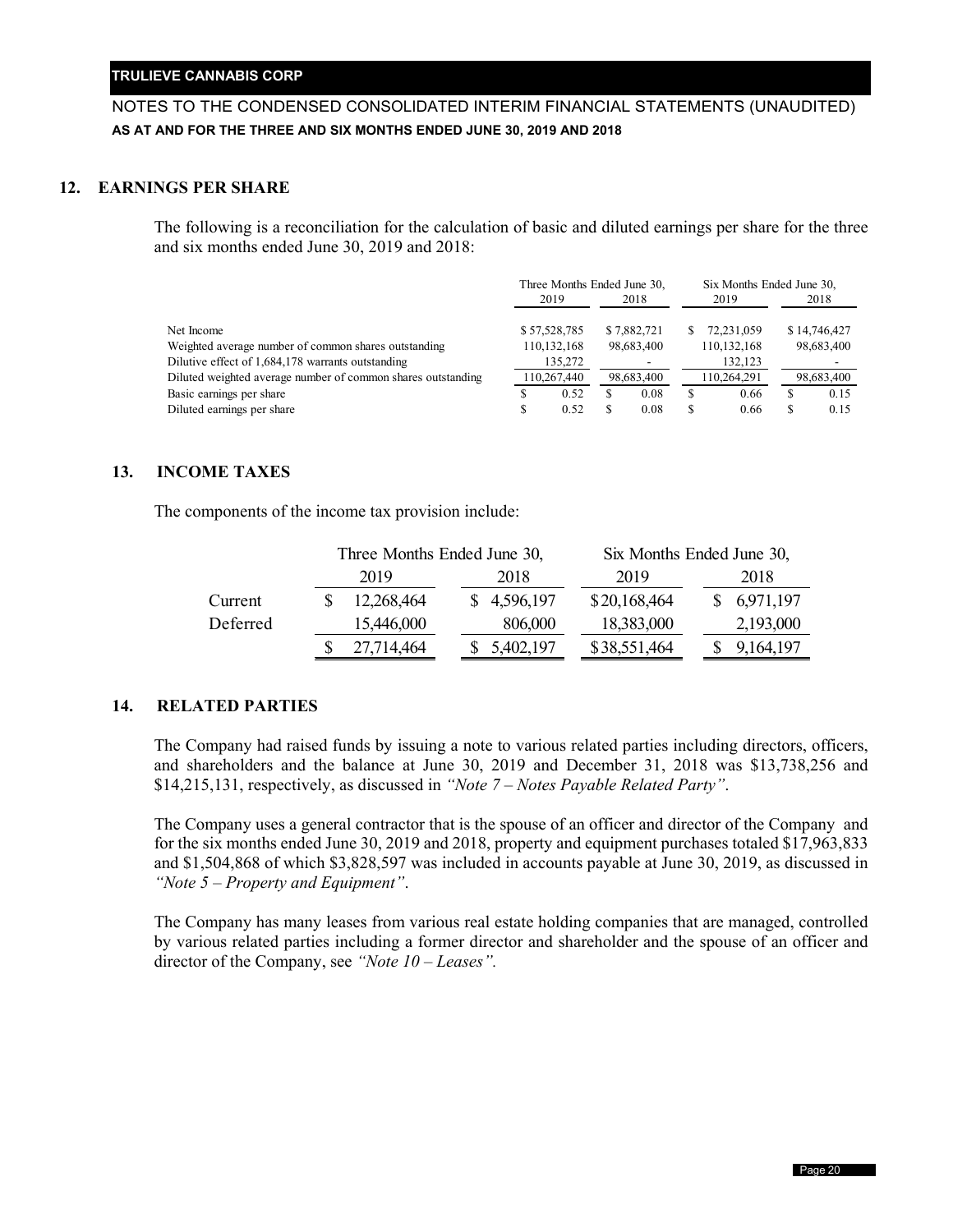## 12. EARNINGS PER SHARE

The following is a reconciliation for the calculation of basic and diluted earnings per share for the three and six months ended June 30, 2019 and 2018:

| | Three Months Ended June 30, | | Six Months Ended June 30, | |
|---|---|---|---|---|
| | 2019 | 2018 | 2019 | 2018 |
| Net Income | $ 57,528,785 | $ 7,882,721 | $ 72,231,059 | $ 14,746,427 |
| Weighted average number of common shares outstanding | 110,132,168 | 98,683,400 | 110,132,168 | 98,683,400 |
| Dilutive effect of 1,684,178 warrants outstanding | 135,272 | - | 132,123 | - |
| Diluted weighted average number of common shares outstanding | 110,267,440 | 98,683,400 | 110,264,291 | 98,683,400 |
| Basic earnings per share | $ 0.52 | $ 0.08 | $ 0.66 | $ 0.15 |
| Diluted earnings per share | $ 0.52 | $ 0.08 | $ 0.66 | $ 0.15 |

## 13. INCOME TAXES

The components of the income tax provision include:

| | Three Months Ended June 30, | | Six Months Ended June 30, | |
|---|---|---|---|---|
| | 2019 | 2018 | 2019 | 2018 |
| Current | $ 12,268,464 | $ 4,596,197 | $ 20,168,464 | $ 6,971,197 |
| Deferred | 15,446,000 | 806,000 | 18,383,000 | 2,193,000 |
| | $ 27,714,464 | $ 5,402,197 | $ 38,551,464 | $ 9,164,197 |

## 14. RELATED PARTIES

The Company had raised funds by issuing a note to various related parties including directors, officers, and shareholders and the balance at June 30, 2019 and December 31, 2018 was $13,738,256 and $14,215,131, respectively, as discussed in *"Note 7 – Notes Payable Related Party"*.

The Company uses a general contractor that is the spouse of an officer and director of the Company and for the six months ended June 30, 2019 and 2018, property and equipment purchases totaled $17,963,833 and $1,504,868 of which $3,828,597 was included in accounts payable at June 30, 2019, as discussed in *"Note 5 – Property and Equipment"*.

The Company has many leases from various real estate holding companies that are managed, controlled by various related parties including a former director and shareholder and the spouse of an officer and director of the Company, see *"Note 10 – Leases"*.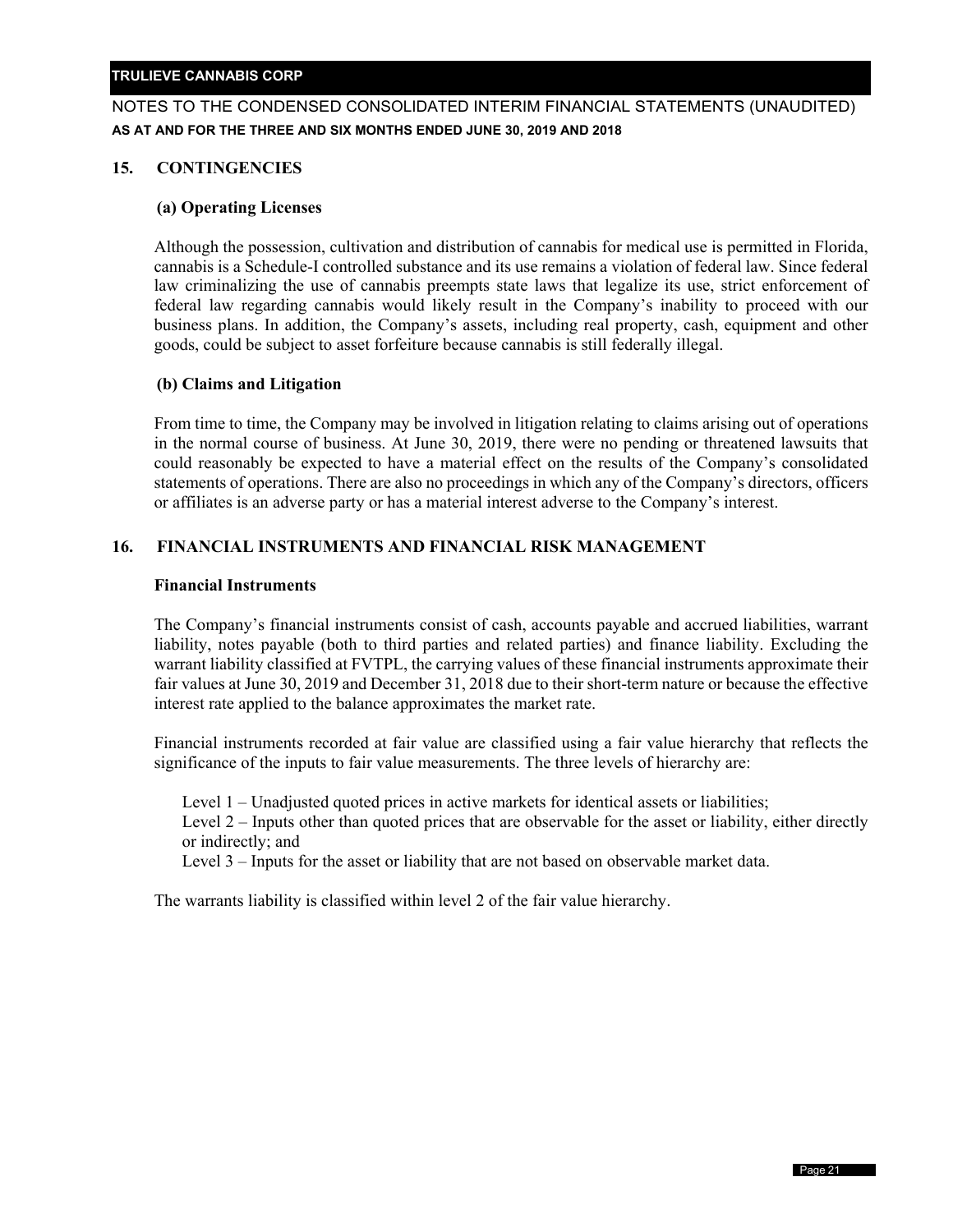## 15. CONTINGENCIES

### (a) Operating Licenses

Although the possession, cultivation and distribution of cannabis for medical use is permitted in Florida, cannabis is a Schedule-I controlled substance and its use remains a violation of federal law. Since federal law criminalizing the use of cannabis preempts state laws that legalize its use, strict enforcement of federal law regarding cannabis would likely result in the Company's inability to proceed with our business plans. In addition, the Company's assets, including real property, cash, equipment and other goods, could be subject to asset forfeiture because cannabis is still federally illegal.

### (b) Claims and Litigation

From time to time, the Company may be involved in litigation relating to claims arising out of operations in the normal course of business. At June 30, 2019, there were no pending or threatened lawsuits that could reasonably be expected to have a material effect on the results of the Company's consolidated statements of operations. There are also no proceedings in which any of the Company's directors, officers or affiliates is an adverse party or has a material interest adverse to the Company's interest.

## 16. FINANCIAL INSTRUMENTS AND FINANCIAL RISK MANAGEMENT

### Financial Instruments

The Company's financial instruments consist of cash, accounts payable and accrued liabilities, warrant liability, notes payable (both to third parties and related parties) and finance liability. Excluding the warrant liability classified at FVTPL, the carrying values of these financial instruments approximate their fair values at June 30, 2019 and December 31, 2018 due to their short-term nature or because the effective interest rate applied to the balance approximates the market rate.

Financial instruments recorded at fair value are classified using a fair value hierarchy that reflects the significance of the inputs to fair value measurements. The three levels of hierarchy are:

Level 1 – Unadjusted quoted prices in active markets for identical assets or liabilities;
Level 2 – Inputs other than quoted prices that are observable for the asset or liability, either directly or indirectly; and
Level 3 – Inputs for the asset or liability that are not based on observable market data.

The warrants liability is classified within level 2 of the fair value hierarchy.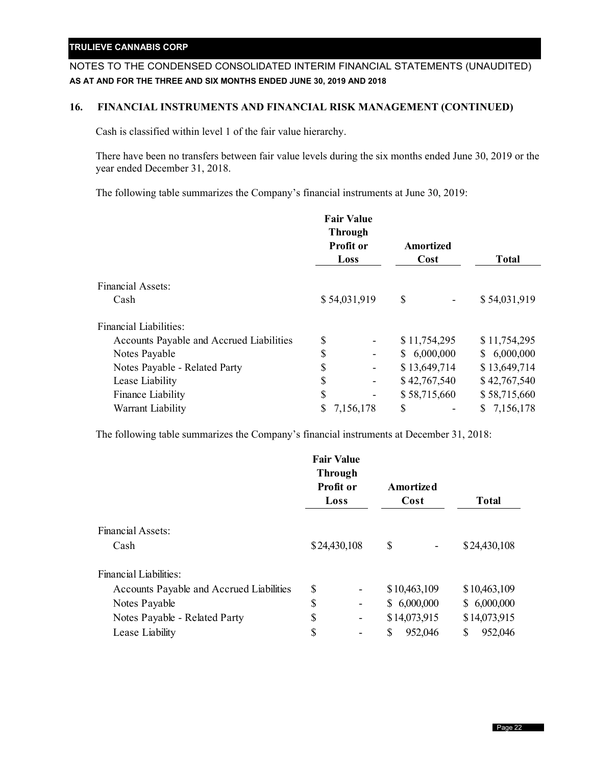## 16. FINANCIAL INSTRUMENTS AND FINANCIAL RISK MANAGEMENT (CONTINUED)

Cash is classified within level 1 of the fair value hierarchy.

There have been no transfers between fair value levels during the six months ended June 30, 2019 or the year ended December 31, 2018.

The following table summarizes the Company's financial instruments at June 30, 2019:

| | Fair Value Through Profit or Loss | Amortized Cost | Total |
|---|---|---|---|
| Financial Assets: | | | |
| Cash | $ 54,031,919 | $ - | $ 54,031,919 |
| Financial Liabilities: | | | |
| Accounts Payable and Accrued Liabilities | $ - | $ 11,754,295 | $ 11,754,295 |
| Notes Payable | $ - | $ 6,000,000 | $ 6,000,000 |
| Notes Payable - Related Party | $ - | $ 13,649,714 | $ 13,649,714 |
| Lease Liability | $ - | $ 42,767,540 | $ 42,767,540 |
| Finance Liability | $ - | $ 58,715,660 | $ 58,715,660 |
| Warrant Liability | $ 7,156,178 | $ - | $ 7,156,178 |

The following table summarizes the Company's financial instruments at December 31, 2018:

| | Fair Value Through Profit or Loss | Amortized Cost | Total |
|---|---|---|---|
| Financial Assets: | | | |
| Cash | $24,430,108 | $ - | $24,430,108 |
| Financial Liabilities: | | | |
| Accounts Payable and Accrued Liabilities | $ - | $10,463,109 | $10,463,109 |
| Notes Payable | $ - | $ 6,000,000 | $ 6,000,000 |
| Notes Payable - Related Party | $ - | $14,073,915 | $14,073,915 |
| Lease Liability | $ - | $ 952,046 | $ 952,046 |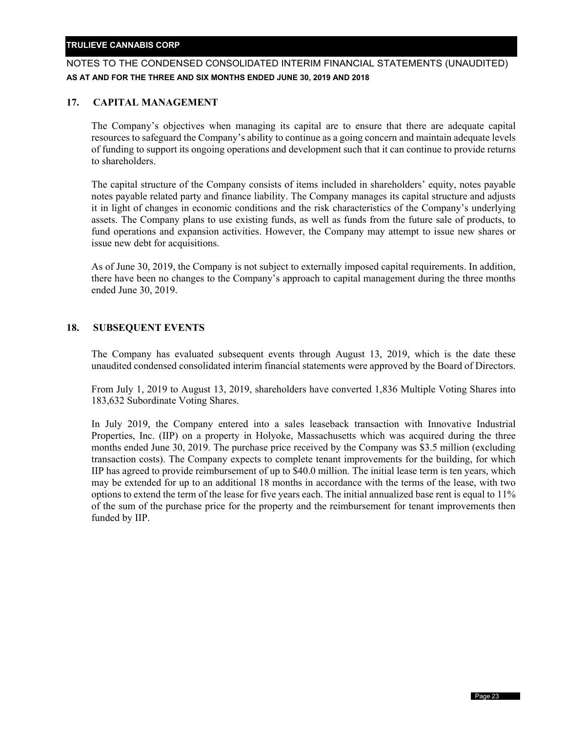## 17. CAPITAL MANAGEMENT

The Company's objectives when managing its capital are to ensure that there are adequate capital resources to safeguard the Company's ability to continue as a going concern and maintain adequate levels of funding to support its ongoing operations and development such that it can continue to provide returns to shareholders.

The capital structure of the Company consists of items included in shareholders' equity, notes payable notes payable related party and finance liability. The Company manages its capital structure and adjusts it in light of changes in economic conditions and the risk characteristics of the Company's underlying assets. The Company plans to use existing funds, as well as funds from the future sale of products, to fund operations and expansion activities. However, the Company may attempt to issue new shares or issue new debt for acquisitions.

As of June 30, 2019, the Company is not subject to externally imposed capital requirements. In addition, there have been no changes to the Company's approach to capital management during the three months ended June 30, 2019.

## 18. SUBSEQUENT EVENTS

The Company has evaluated subsequent events through August 13, 2019, which is the date these unaudited condensed consolidated interim financial statements were approved by the Board of Directors.

From July 1, 2019 to August 13, 2019, shareholders have converted 1,836 Multiple Voting Shares into 183,632 Subordinate Voting Shares.

In July 2019, the Company entered into a sales leaseback transaction with Innovative Industrial Properties, Inc. (IIP) on a property in Holyoke, Massachusetts which was acquired during the three months ended June 30, 2019. The purchase price received by the Company was $3.5 million (excluding transaction costs). The Company expects to complete tenant improvements for the building, for which IIP has agreed to provide reimbursement of up to $40.0 million. The initial lease term is ten years, which may be extended for up to an additional 18 months in accordance with the terms of the lease, with two options to extend the term of the lease for five years each. The initial annualized base rent is equal to 11% of the sum of the purchase price for the property and the reimbursement for tenant improvements then funded by IIP.